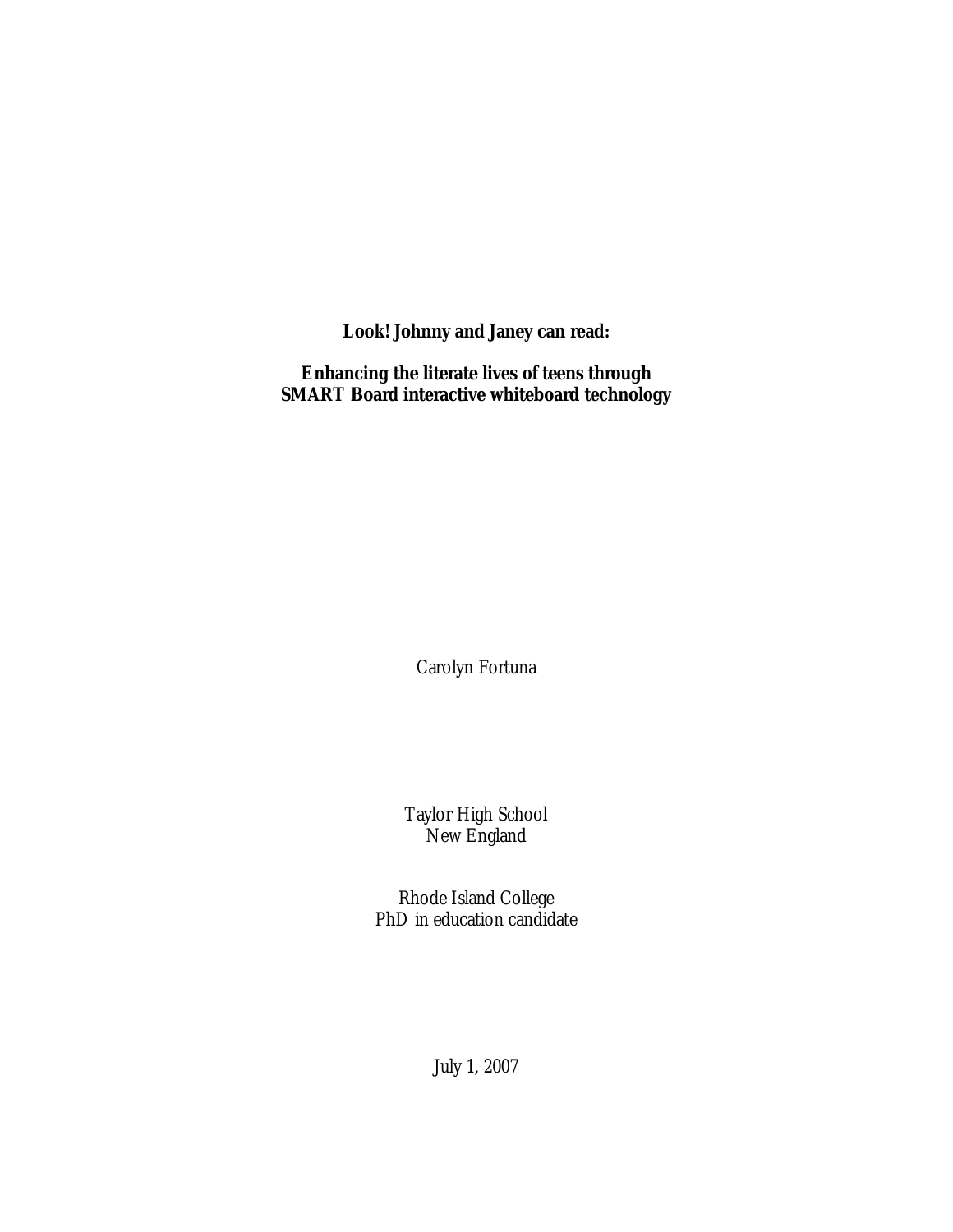# Look! Johnny and Janey can read:

## Enhancing the literate lives of teens through SMART Board interactive whiteboard technology

Carolyn Fortuna

Taylor High School
New England

Rhode Island College
PhD in education candidate

July 1, 2007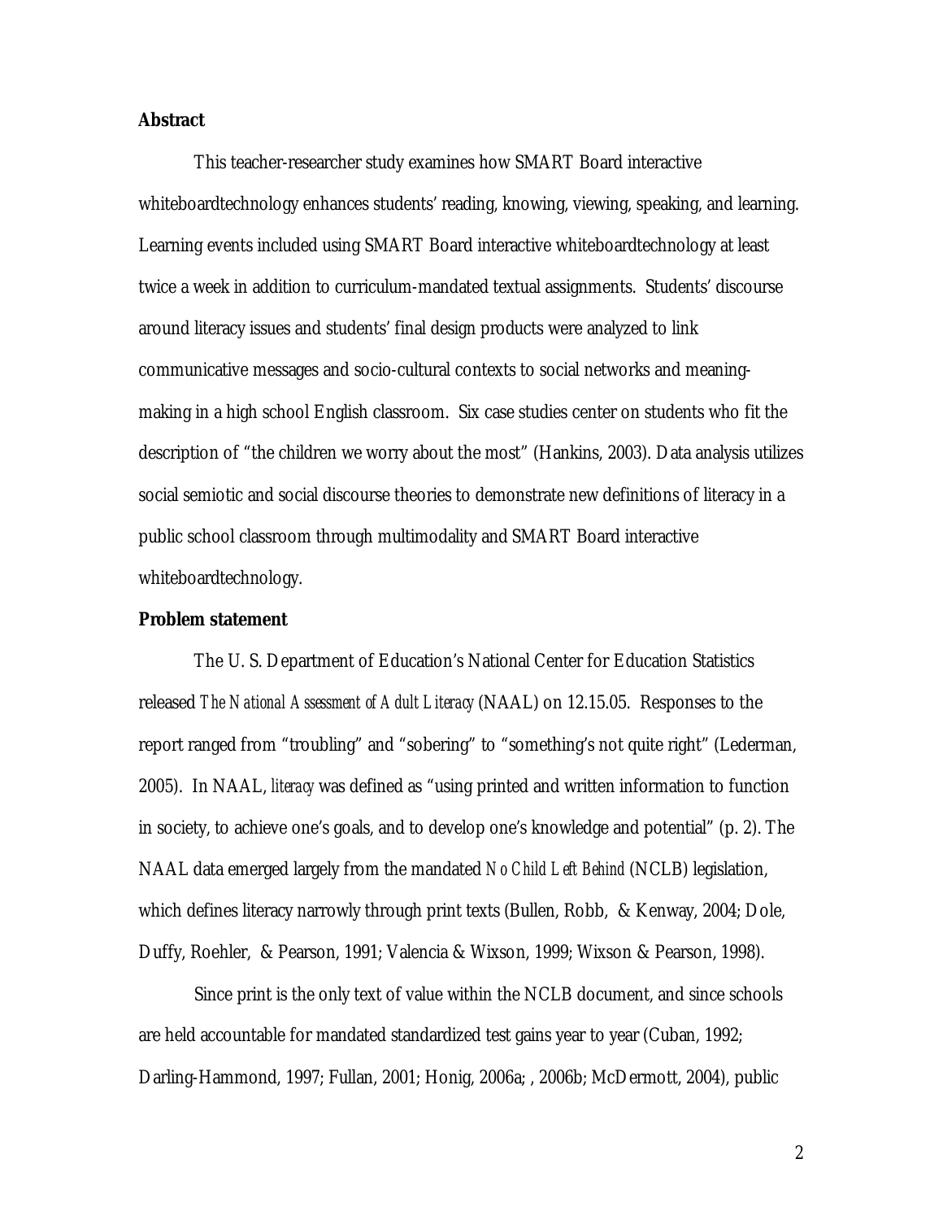**Abstract**

This teacher-researcher study examines how SMART Board interactive whiteboardtechnology enhances students' reading, knowing, viewing, speaking, and learning. Learning events included using SMART Board interactive whiteboardtechnology at least twice a week in addition to curriculum-mandated textual assignments. Students' discourse around literacy issues and students' final design products were analyzed to link communicative messages and socio-cultural contexts to social networks and meaning-making in a high school English classroom. Six case studies center on students who fit the description of "the children we worry about the most" (Hankins, 2003). Data analysis utilizes social semiotic and social discourse theories to demonstrate new definitions of literacy in a public school classroom through multimodality and SMART Board interactive whiteboardtechnology.

**Problem statement**

The U. S. Department of Education's National Center for Education Statistics released *The National Assessment of Adult Literacy* (NAAL) on 12.15.05. Responses to the report ranged from "troubling" and "sobering" to "something's not quite right" (Lederman, 2005). In NAAL, *literacy* was defined as "using printed and written information to function in society, to achieve one's goals, and to develop one's knowledge and potential" (p. 2). The NAAL data emerged largely from the mandated *No Child Left Behind* (NCLB) legislation, which defines literacy narrowly through print texts (Bullen, Robb, & Kenway, 2004; Dole, Duffy, Roehler, & Pearson, 1991; Valencia & Wixson, 1999; Wixson & Pearson, 1998).

Since print is the only text of value within the NCLB document, and since schools are held accountable for mandated standardized test gains year to year (Cuban, 1992; Darling-Hammond, 1997; Fullan, 2001; Honig, 2006a; , 2006b; McDermott, 2004), public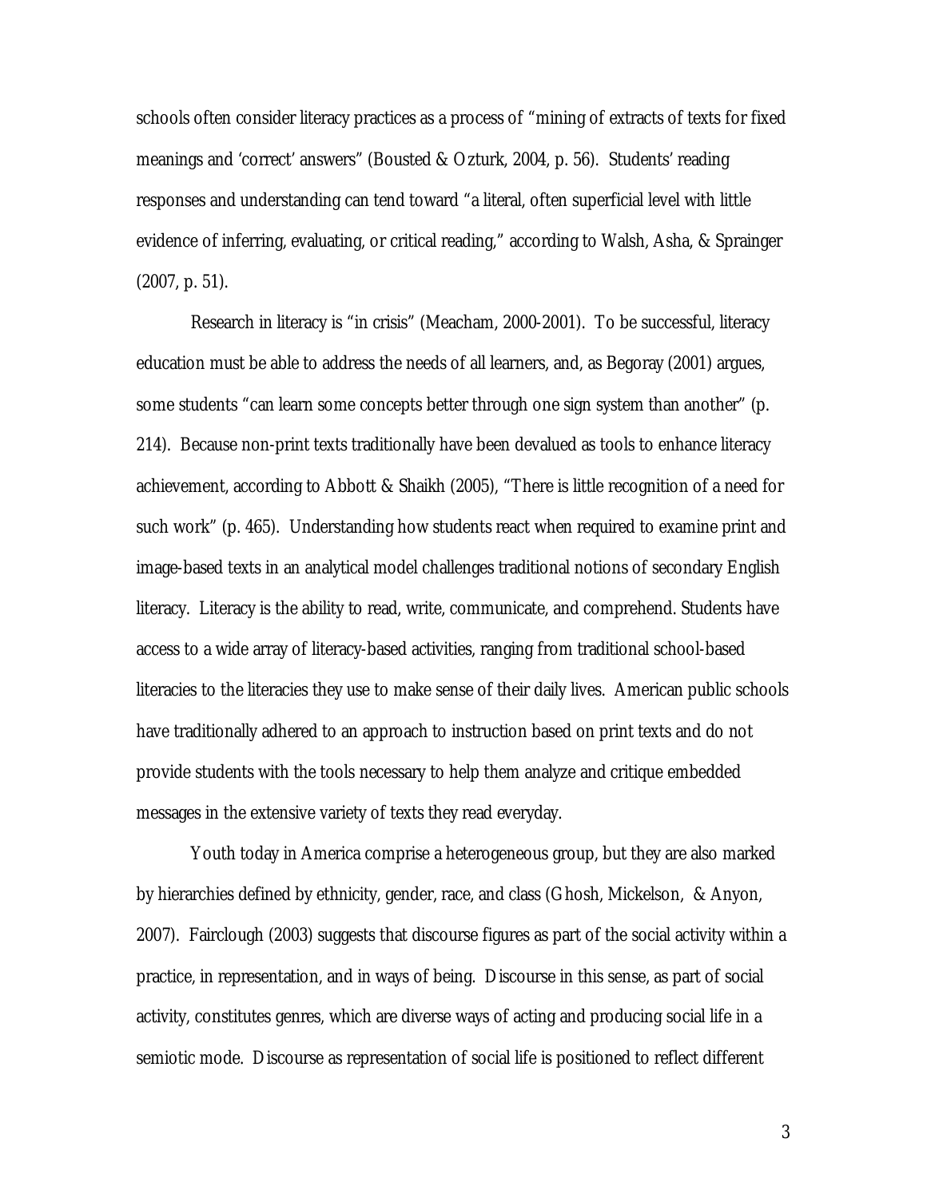schools often consider literacy practices as a process of "mining of extracts of texts for fixed meanings and 'correct' answers" (Bousted & Ozturk, 2004, p. 56). Students' reading responses and understanding can tend toward "a literal, often superficial level with little evidence of inferring, evaluating, or critical reading," according to Walsh, Asha, & Sprainger (2007, p. 51).

Research in literacy is "in crisis" (Meacham, 2000-2001). To be successful, literacy education must be able to address the needs of all learners, and, as Begoray (2001) argues, some students "can learn some concepts better through one sign system than another" (p. 214). Because non-print texts traditionally have been devalued as tools to enhance literacy achievement, according to Abbott & Shaikh (2005), "There is little recognition of a need for such work" (p. 465). Understanding how students react when required to examine print and image-based texts in an analytical model challenges traditional notions of secondary English literacy. Literacy is the ability to read, write, communicate, and comprehend. Students have access to a wide array of literacy-based activities, ranging from traditional school-based literacies to the literacies they use to make sense of their daily lives. American public schools have traditionally adhered to an approach to instruction based on print texts and do not provide students with the tools necessary to help them analyze and critique embedded messages in the extensive variety of texts they read everyday.

Youth today in America comprise a heterogeneous group, but they are also marked by hierarchies defined by ethnicity, gender, race, and class (Ghosh, Mickelson, & Anyon, 2007). Fairclough (2003) suggests that discourse figures as part of the social activity within a practice, in representation, and in ways of being. Discourse in this sense, as part of social activity, constitutes genres, which are diverse ways of acting and producing social life in a semiotic mode. Discourse as representation of social life is positioned to reflect different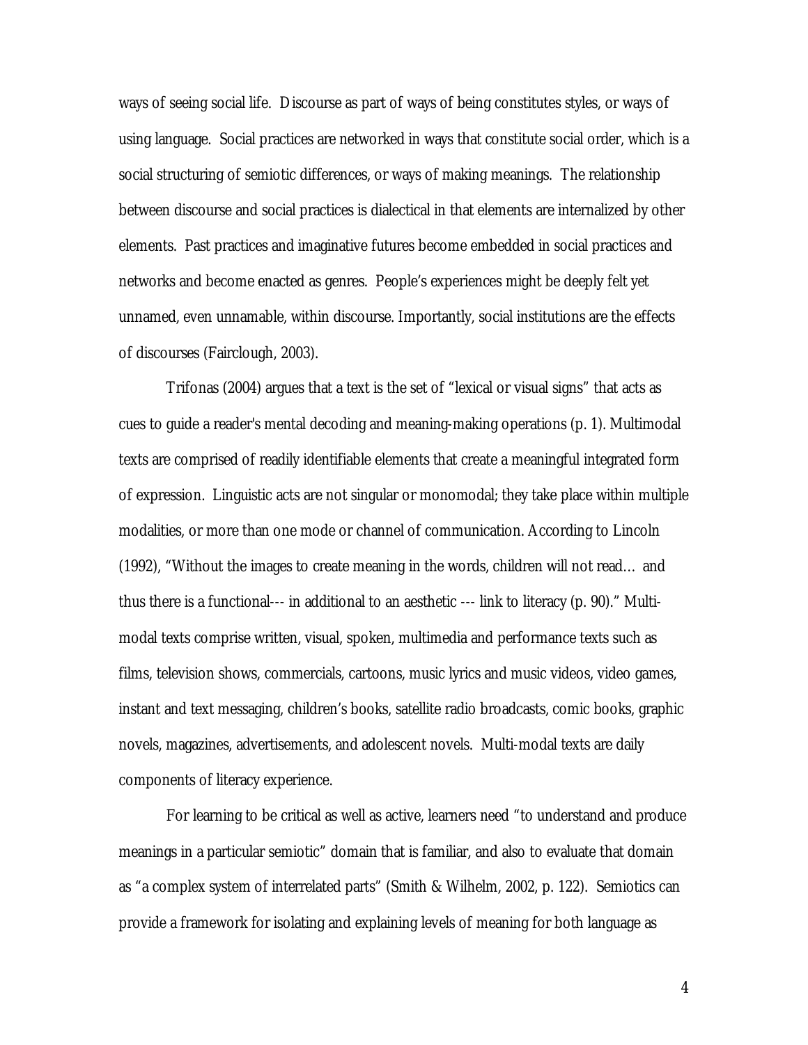ways of seeing social life. Discourse as part of ways of being constitutes styles, or ways of using language. Social practices are networked in ways that constitute social order, which is a social structuring of semiotic differences, or ways of making meanings. The relationship between discourse and social practices is dialectical in that elements are internalized by other elements. Past practices and imaginative futures become embedded in social practices and networks and become enacted as genres. People's experiences might be deeply felt yet unnamed, even unnamable, within discourse. Importantly, social institutions are the effects of discourses (Fairclough, 2003).

Trifonas (2004) argues that a text is the set of "lexical or visual signs" that acts as cues to guide a reader's mental decoding and meaning-making operations (p. 1). Multimodal texts are comprised of readily identifiable elements that create a meaningful integrated form of expression. Linguistic acts are not singular or monomodal; they take place within multiple modalities, or more than one mode or channel of communication. According to Lincoln (1992), "Without the images to create meaning in the words, children will not read… and thus there is a functional--- in additional to an aesthetic --- link to literacy (p. 90)." Multi-modal texts comprise written, visual, spoken, multimedia and performance texts such as films, television shows, commercials, cartoons, music lyrics and music videos, video games, instant and text messaging, children's books, satellite radio broadcasts, comic books, graphic novels, magazines, advertisements, and adolescent novels. Multi-modal texts are daily components of literacy experience.

For learning to be critical as well as active, learners need "to understand and produce meanings in a particular semiotic" domain that is familiar, and also to evaluate that domain as "a complex system of interrelated parts" (Smith & Wilhelm, 2002, p. 122). Semiotics can provide a framework for isolating and explaining levels of meaning for both language as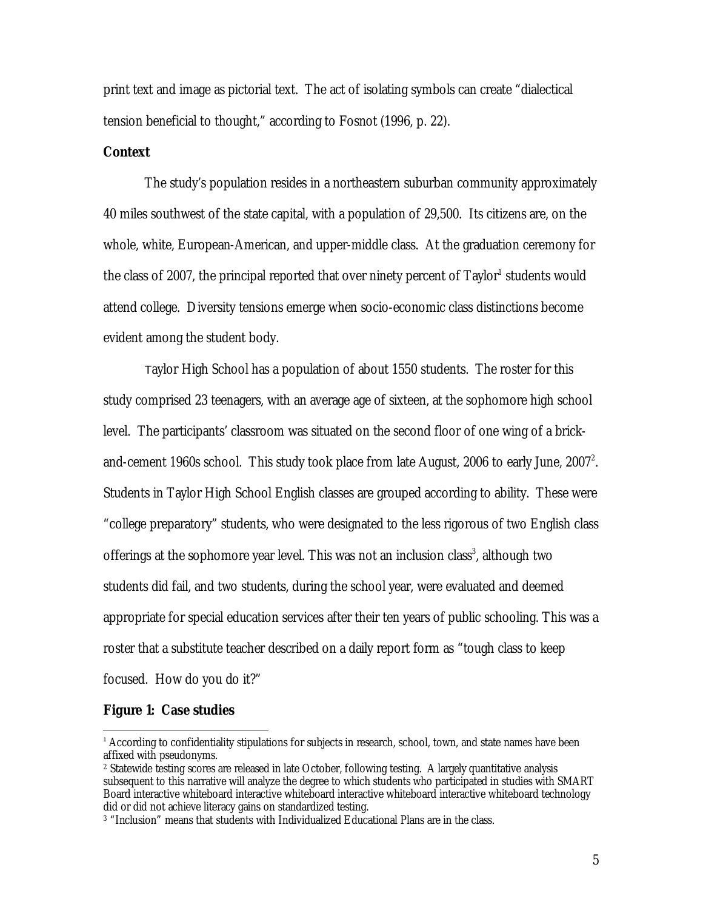print text and image as pictorial text. The act of isolating symbols can create "dialectical tension beneficial to thought," according to Fosnot (1996, p. 22).

**Context**

The study's population resides in a northeastern suburban community approximately 40 miles southwest of the state capital, with a population of 29,500. Its citizens are, on the whole, white, European-American, and upper-middle class. At the graduation ceremony for the class of 2007, the principal reported that over ninety percent of Taylor[1] students would attend college. Diversity tensions emerge when socio-economic class distinctions become evident among the student body.

Taylor High School has a population of about 1550 students. The roster for this study comprised 23 teenagers, with an average age of sixteen, at the sophomore high school level. The participants' classroom was situated on the second floor of one wing of a brick-and-cement 1960s school. This study took place from late August, 2006 to early June, 2007[2]. Students in Taylor High School English classes are grouped according to ability. These were "college preparatory" students, who were designated to the less rigorous of two English class offerings at the sophomore year level. This was not an inclusion class[3], although two students did fail, and two students, during the school year, were evaluated and deemed appropriate for special education services after their ten years of public schooling. This was a roster that a substitute teacher described on a daily report form as "tough class to keep focused. How do you do it?"

**Figure 1: Case studies**

---

[1] According to confidentiality stipulations for subjects in research, school, town, and state names have been affixed with pseudonyms.

[2] Statewide testing scores are released in late October, following testing. A largely quantitative analysis subsequent to this narrative will analyze the degree to which students who participated in studies with SMART Board interactive whiteboard interactive whiteboard interactive whiteboard interactive whiteboard technology did or did not achieve literacy gains on standardized testing.

[3] "Inclusion" means that students with Individualized Educational Plans are in the class.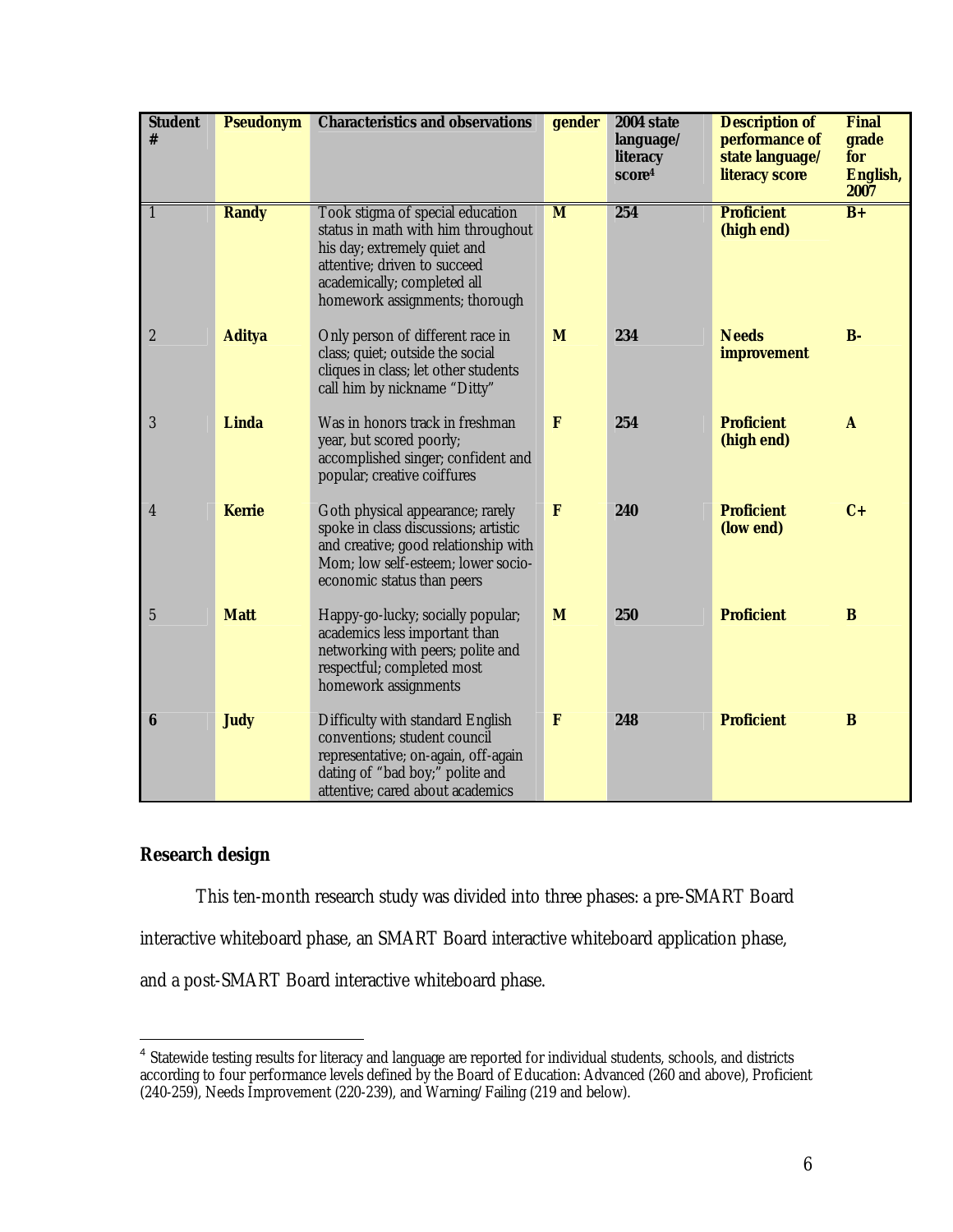| Student # | Pseudonym | Characteristics and observations | gender | 2004 state language/ literacy score[4] | Description of performance of state language/ literacy score | Final grade for English, 2007 |
|---|---|---|---|---|---|---|
| 1 | **Randy** | Took stigma of special education status in math with him throughout his day; extremely quiet and attentive; driven to succeed academically; completed all homework assignments; thorough | **M** | **254** | **Proficient (high end)** | **B+** |
| 2 | **Aditya** | Only person of different race in class; quiet; outside the social cliques in class; let other students call him by nickname "Ditty" | **M** | **234** | **Needs improvement** | **B-** |
| 3 | **Linda** | Was in honors track in freshman year, but scored poorly; accomplished singer; confident and popular; creative coiffures | **F** | **254** | **Proficient (high end)** | **A** |
| 4 | **Kerrie** | Goth physical appearance; rarely spoke in class discussions; artistic and creative; good relationship with Mom; low self-esteem; lower socio-economic status than peers | **F** | **240** | **Proficient (low end)** | **C+** |
| 5 | **Matt** | Happy-go-lucky; socially popular; academics less important than networking with peers; polite and respectful; completed most homework assignments | **M** | **250** | **Proficient** | **B** |
| **6** | **Judy** | Difficulty with standard English conventions; student council representative; on-again, off-again dating of "bad boy;" polite and attentive; cared about academics | **F** | **248** | **Proficient** | **B** |

## Research design

This ten-month research study was divided into three phases: a pre-SMART Board interactive whiteboard phase, an SMART Board interactive whiteboard application phase, and a post-SMART Board interactive whiteboard phase.

[4] Statewide testing results for literacy and language are reported for individual students, schools, and districts according to four performance levels defined by the Board of Education: Advanced (260 and above), Proficient (240-259), Needs Improvement (220-239), and Warning/Failing (219 and below).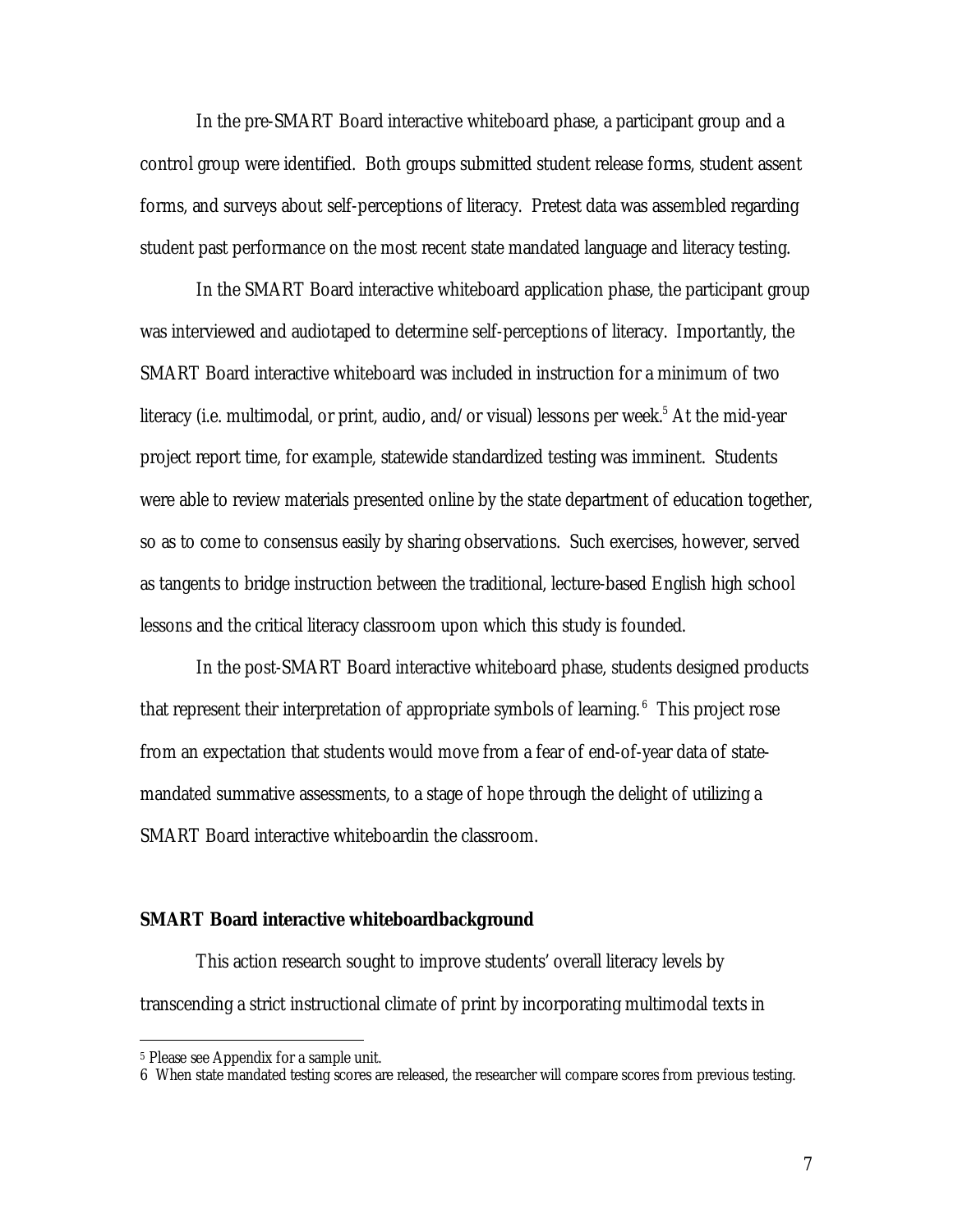In the pre-SMART Board interactive whiteboard phase, a participant group and a control group were identified. Both groups submitted student release forms, student assent forms, and surveys about self-perceptions of literacy. Pretest data was assembled regarding student past performance on the most recent state mandated language and literacy testing.

In the SMART Board interactive whiteboard application phase, the participant group was interviewed and audiotaped to determine self-perceptions of literacy. Importantly, the SMART Board interactive whiteboard was included in instruction for a minimum of two literacy (i.e. multimodal, or print, audio, and/or visual) lessons per week.[5] At the mid-year project report time, for example, statewide standardized testing was imminent. Students were able to review materials presented online by the state department of education together, so as to come to consensus easily by sharing observations. Such exercises, however, served as tangents to bridge instruction between the traditional, lecture-based English high school lessons and the critical literacy classroom upon which this study is founded.

In the post-SMART Board interactive whiteboard phase, students designed products that represent their interpretation of appropriate symbols of learning.[6] This project rose from an expectation that students would move from a fear of end-of-year data of state-mandated summative assessments, to a stage of hope through the delight of utilizing a SMART Board interactive whiteboardin the classroom.

**SMART Board interactive whiteboardbackground**

This action research sought to improve students' overall literacy levels by transcending a strict instructional climate of print by incorporating multimodal texts in

---

[5] Please see Appendix for a sample unit.

[6] When state mandated testing scores are released, the researcher will compare scores from previous testing.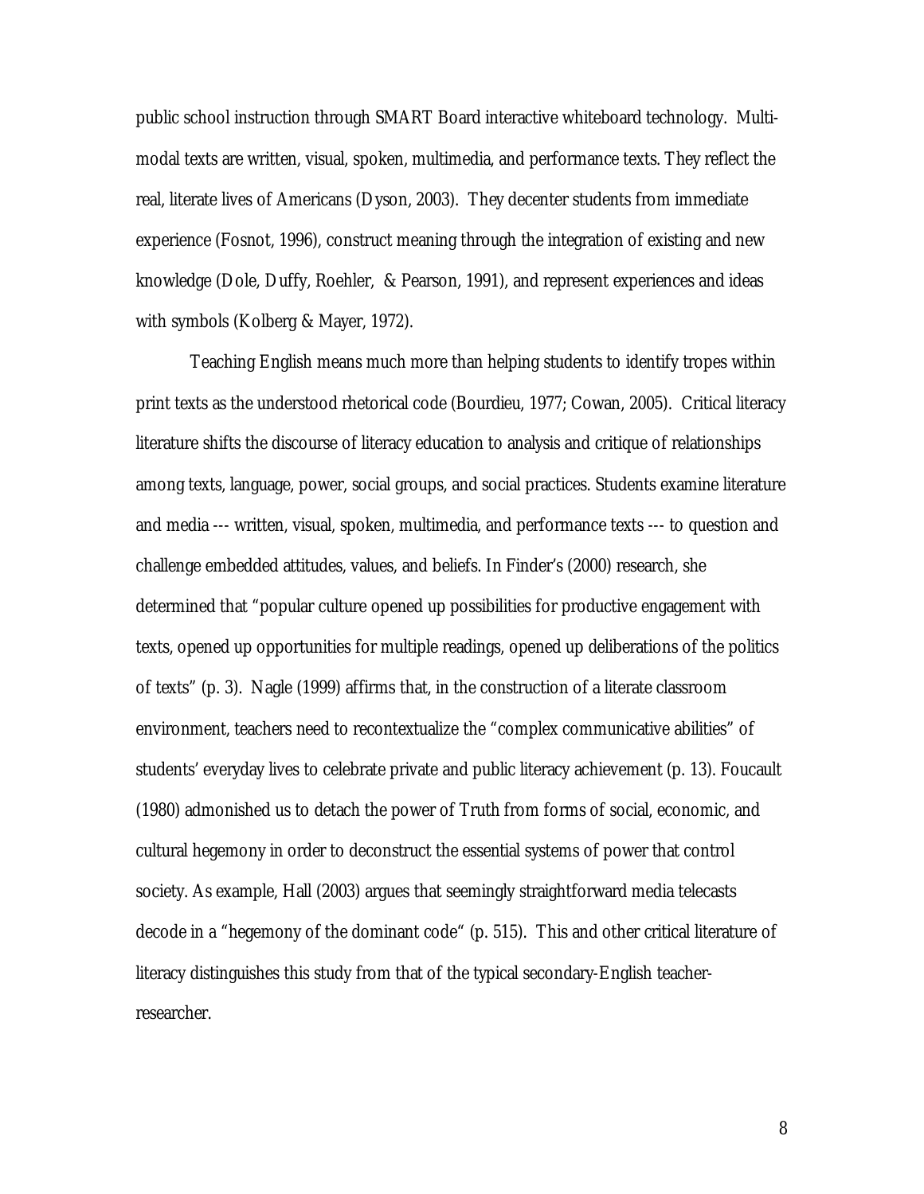public school instruction through SMART Board interactive whiteboard technology. Multi-modal texts are written, visual, spoken, multimedia, and performance texts. They reflect the real, literate lives of Americans (Dyson, 2003). They decenter students from immediate experience (Fosnot, 1996), construct meaning through the integration of existing and new knowledge (Dole, Duffy, Roehler, & Pearson, 1991), and represent experiences and ideas with symbols (Kolberg & Mayer, 1972).

Teaching English means much more than helping students to identify tropes within print texts as the understood rhetorical code (Bourdieu, 1977; Cowan, 2005). Critical literacy literature shifts the discourse of literacy education to analysis and critique of relationships among texts, language, power, social groups, and social practices. Students examine literature and media --- written, visual, spoken, multimedia, and performance texts --- to question and challenge embedded attitudes, values, and beliefs. In Finder's (2000) research, she determined that "popular culture opened up possibilities for productive engagement with texts, opened up opportunities for multiple readings, opened up deliberations of the politics of texts" (p. 3). Nagle (1999) affirms that, in the construction of a literate classroom environment, teachers need to recontextualize the "complex communicative abilities" of students' everyday lives to celebrate private and public literacy achievement (p. 13). Foucault (1980) admonished us to detach the power of Truth from forms of social, economic, and cultural hegemony in order to deconstruct the essential systems of power that control society. As example, Hall (2003) argues that seemingly straightforward media telecasts decode in a "hegemony of the dominant code" (p. 515). This and other critical literature of literacy distinguishes this study from that of the typical secondary-English teacher-researcher.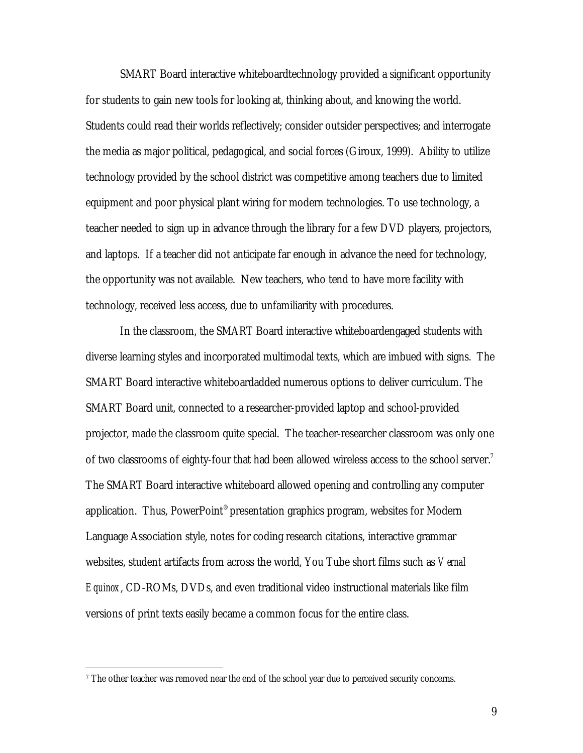SMART Board interactive whiteboardtechnology provided a significant opportunity for students to gain new tools for looking at, thinking about, and knowing the world. Students could read their worlds reflectively; consider outsider perspectives; and interrogate the media as major political, pedagogical, and social forces (Giroux, 1999). Ability to utilize technology provided by the school district was competitive among teachers due to limited equipment and poor physical plant wiring for modern technologies. To use technology, a teacher needed to sign up in advance through the library for a few DVD players, projectors, and laptops. If a teacher did not anticipate far enough in advance the need for technology, the opportunity was not available. New teachers, who tend to have more facility with technology, received less access, due to unfamiliarity with procedures.

In the classroom, the SMART Board interactive whiteboardengaged students with diverse learning styles and incorporated multimodal texts, which are imbued with signs. The SMART Board interactive whiteboardadded numerous options to deliver curriculum. The SMART Board unit, connected to a researcher-provided laptop and school-provided projector, made the classroom quite special. The teacher-researcher classroom was only one of two classrooms of eighty-four that had been allowed wireless access to the school server.[7] The SMART Board interactive whiteboard allowed opening and controlling any computer application. Thus, PowerPoint® presentation graphics program, websites for Modern Language Association style, notes for coding research citations, interactive grammar websites, student artifacts from across the world, You Tube short films such as *Vernal Equinox*, CD-ROMs, DVDs, and even traditional video instructional materials like film versions of print texts easily became a common focus for the entire class.

[7] The other teacher was removed near the end of the school year due to perceived security concerns.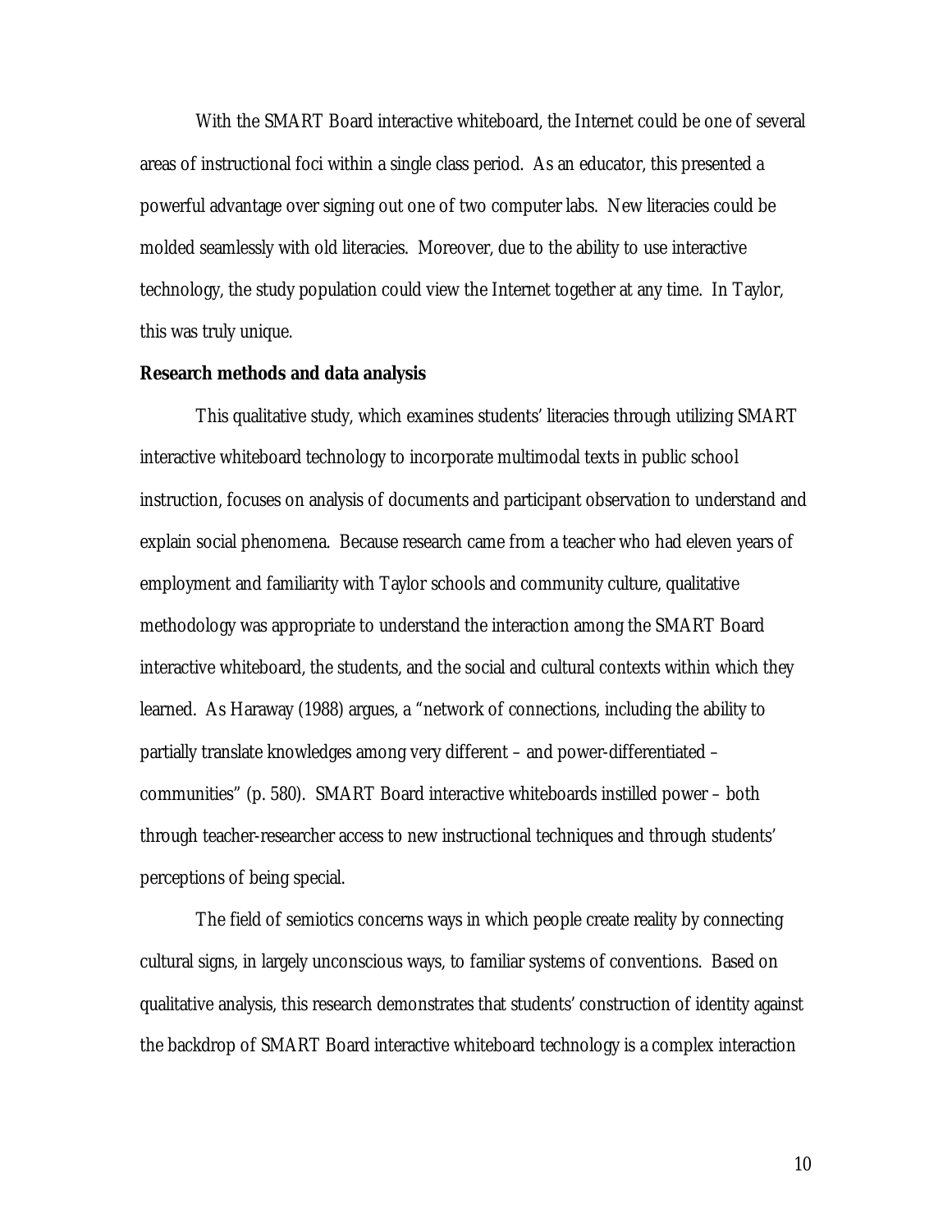With the SMART Board interactive whiteboard, the Internet could be one of several areas of instructional foci within a single class period. As an educator, this presented a powerful advantage over signing out one of two computer labs. New literacies could be molded seamlessly with old literacies. Moreover, due to the ability to use interactive technology, the study population could view the Internet together at any time. In Taylor, this was truly unique.

**Research methods and data analysis**

This qualitative study, which examines students' literacies through utilizing SMART interactive whiteboard technology to incorporate multimodal texts in public school instruction, focuses on analysis of documents and participant observation to understand and explain social phenomena. Because research came from a teacher who had eleven years of employment and familiarity with Taylor schools and community culture, qualitative methodology was appropriate to understand the interaction among the SMART Board interactive whiteboard, the students, and the social and cultural contexts within which they learned. As Haraway (1988) argues, a "network of connections, including the ability to partially translate knowledges among very different – and power-differentiated – communities" (p. 580). SMART Board interactive whiteboards instilled power – both through teacher-researcher access to new instructional techniques and through students' perceptions of being special.

The field of semiotics concerns ways in which people create reality by connecting cultural signs, in largely unconscious ways, to familiar systems of conventions. Based on qualitative analysis, this research demonstrates that students' construction of identity against the backdrop of SMART Board interactive whiteboard technology is a complex interaction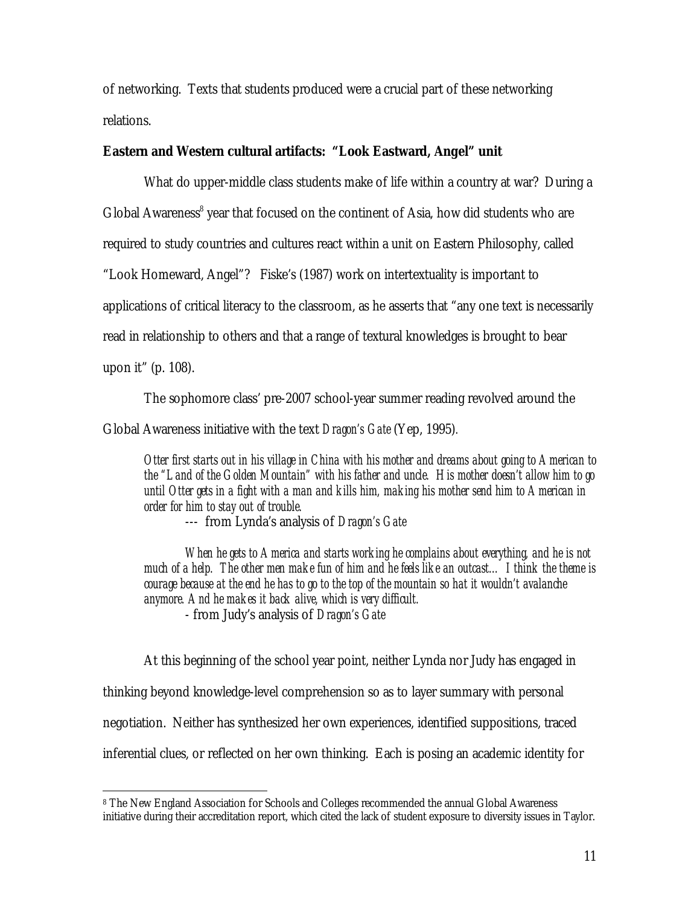of networking. Texts that students produced were a crucial part of these networking relations.

**Eastern and Western cultural artifacts: "Look Eastward, Angel" unit**

What do upper-middle class students make of life within a country at war? During a Global Awareness[8] year that focused on the continent of Asia, how did students who are required to study countries and cultures react within a unit on Eastern Philosophy, called "Look Homeward, Angel"? Fiske's (1987) work on intertextuality is important to applications of critical literacy to the classroom, as he asserts that "any one text is necessarily read in relationship to others and that a range of textural knowledges is brought to bear upon it" (p. 108).

The sophomore class' pre-2007 school-year summer reading revolved around the Global Awareness initiative with the text *Dragon's Gate* (Yep, 1995).

> *Otter first starts out in his village in China with his mother and dreams about going to American to the "Land of the Golden Mountain" with his father and uncle. His mother doesn't allow him to go until Otter gets in a fight with a man and kills him, making his mother send him to American in order for him to stay out of trouble.*
>
> --- from Lynda's analysis of *Dragon's Gate*

> *When he gets to America and starts working he complains about everything, and he is not much of a help. The other men make fun of him and he feels like an outcast… I think the theme is courage because at the end he has to go to the top of the mountain so hat it wouldn't avalanche anymore. And he makes it back alive, which is very difficult.*
>
> - from Judy's analysis of *Dragon's Gate*

At this beginning of the school year point, neither Lynda nor Judy has engaged in thinking beyond knowledge-level comprehension so as to layer summary with personal negotiation. Neither has synthesized her own experiences, identified suppositions, traced inferential clues, or reflected on her own thinking. Each is posing an academic identity for

---

[8] The New England Association for Schools and Colleges recommended the annual Global Awareness initiative during their accreditation report, which cited the lack of student exposure to diversity issues in Taylor.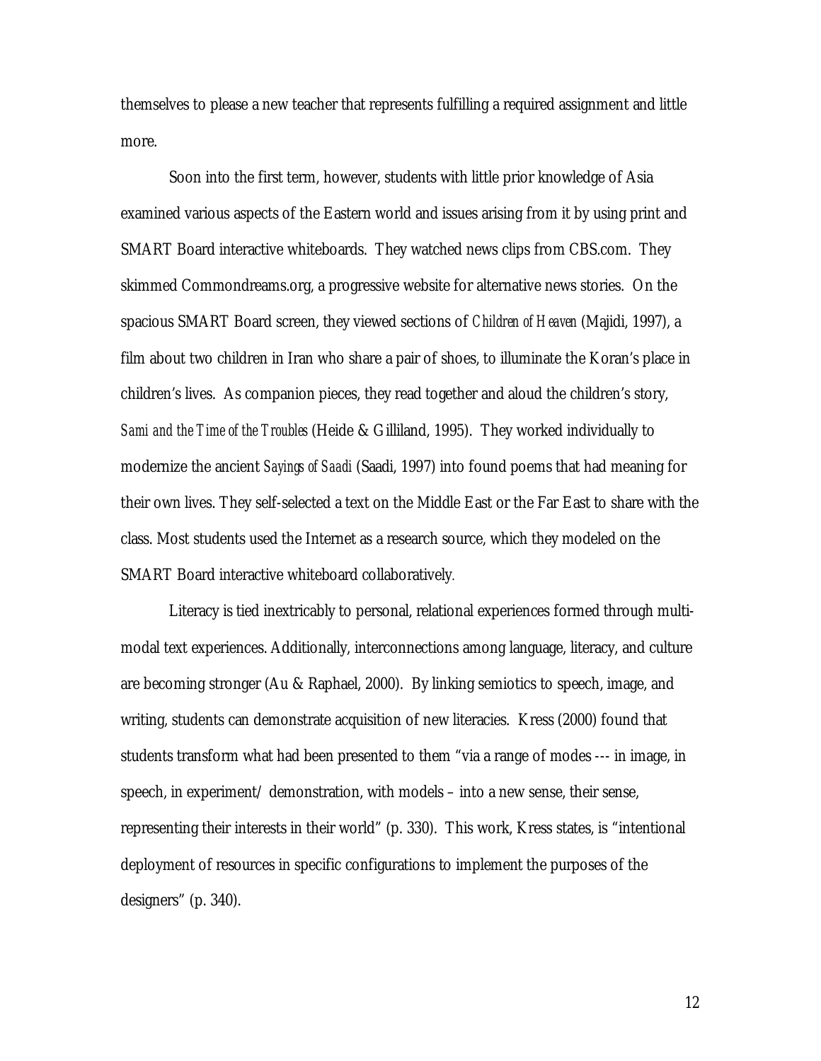themselves to please a new teacher that represents fulfilling a required assignment and little more.

Soon into the first term, however, students with little prior knowledge of Asia examined various aspects of the Eastern world and issues arising from it by using print and SMART Board interactive whiteboards. They watched news clips from CBS.com. They skimmed Commondreams.org, a progressive website for alternative news stories. On the spacious SMART Board screen, they viewed sections of *Children of Heaven* (Majidi, 1997), a film about two children in Iran who share a pair of shoes, to illuminate the Koran's place in children's lives. As companion pieces, they read together and aloud the children's story, *Sami and the Time of the Troubles* (Heide & Gilliland, 1995). They worked individually to modernize the ancient *Sayings of Saadi* (Saadi, 1997) into found poems that had meaning for their own lives. They self-selected a text on the Middle East or the Far East to share with the class. Most students used the Internet as a research source, which they modeled on the SMART Board interactive whiteboard collaboratively.

Literacy is tied inextricably to personal, relational experiences formed through multi-modal text experiences. Additionally, interconnections among language, literacy, and culture are becoming stronger (Au & Raphael, 2000). By linking semiotics to speech, image, and writing, students can demonstrate acquisition of new literacies. Kress (2000) found that students transform what had been presented to them "via a range of modes --- in image, in speech, in experiment/ demonstration, with models – into a new sense, their sense, representing their interests in their world" (p. 330). This work, Kress states, is "intentional deployment of resources in specific configurations to implement the purposes of the designers" (p. 340).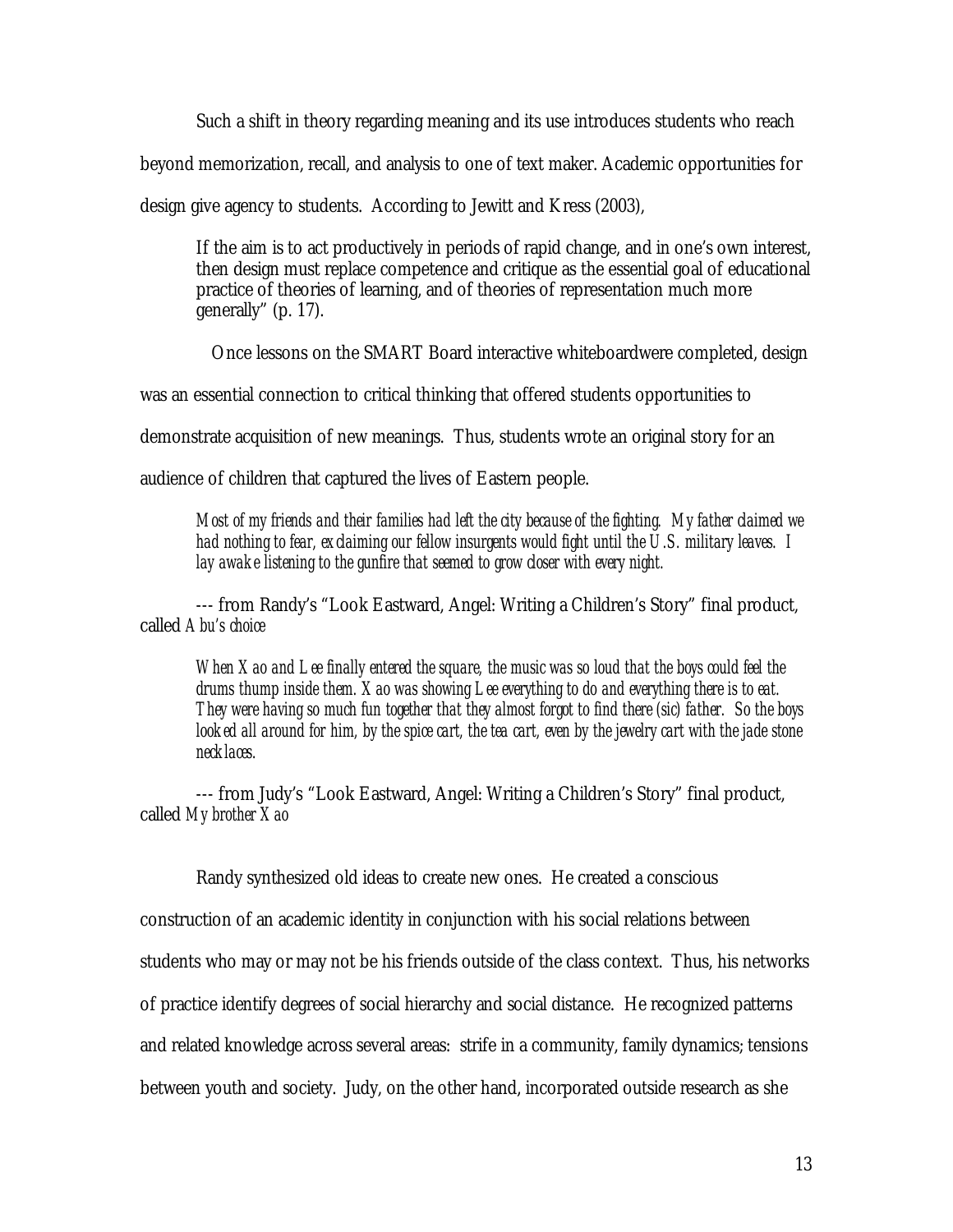Such a shift in theory regarding meaning and its use introduces students who reach beyond memorization, recall, and analysis to one of text maker. Academic opportunities for design give agency to students. According to Jewitt and Kress (2003),

> If the aim is to act productively in periods of rapid change, and in one's own interest, then design must replace competence and critique as the essential goal of educational practice of theories of learning, and of theories of representation much more generally" (p. 17).

Once lessons on the SMART Board interactive whiteboardwere completed, design was an essential connection to critical thinking that offered students opportunities to demonstrate acquisition of new meanings. Thus, students wrote an original story for an audience of children that captured the lives of Eastern people.

> *Most of my friends and their families had left the city because of the fighting. My father claimed we had nothing to fear, exclaiming our fellow insurgents would fight until the U.S. military leaves. I lay awake listening to the gunfire that seemed to grow closer with every night.*

--- from Randy's "Look Eastward, Angel: Writing a Children's Story" final product, called *Abu's choice*

> *When Xao and Lee finally entered the square, the music was so loud that the boys could feel the drums thump inside them. Xao was showing Lee everything to do and everything there is to eat. They were having so much fun together that they almost forgot to find there (sic) father. So the boys looked all around for him, by the spice cart, the tea cart, even by the jewelry cart with the jade stone necklaces.*

--- from Judy's "Look Eastward, Angel: Writing a Children's Story" final product, called *My brother Xao*

Randy synthesized old ideas to create new ones. He created a conscious construction of an academic identity in conjunction with his social relations between students who may or may not be his friends outside of the class context. Thus, his networks of practice identify degrees of social hierarchy and social distance. He recognized patterns and related knowledge across several areas: strife in a community, family dynamics; tensions between youth and society. Judy, on the other hand, incorporated outside research as she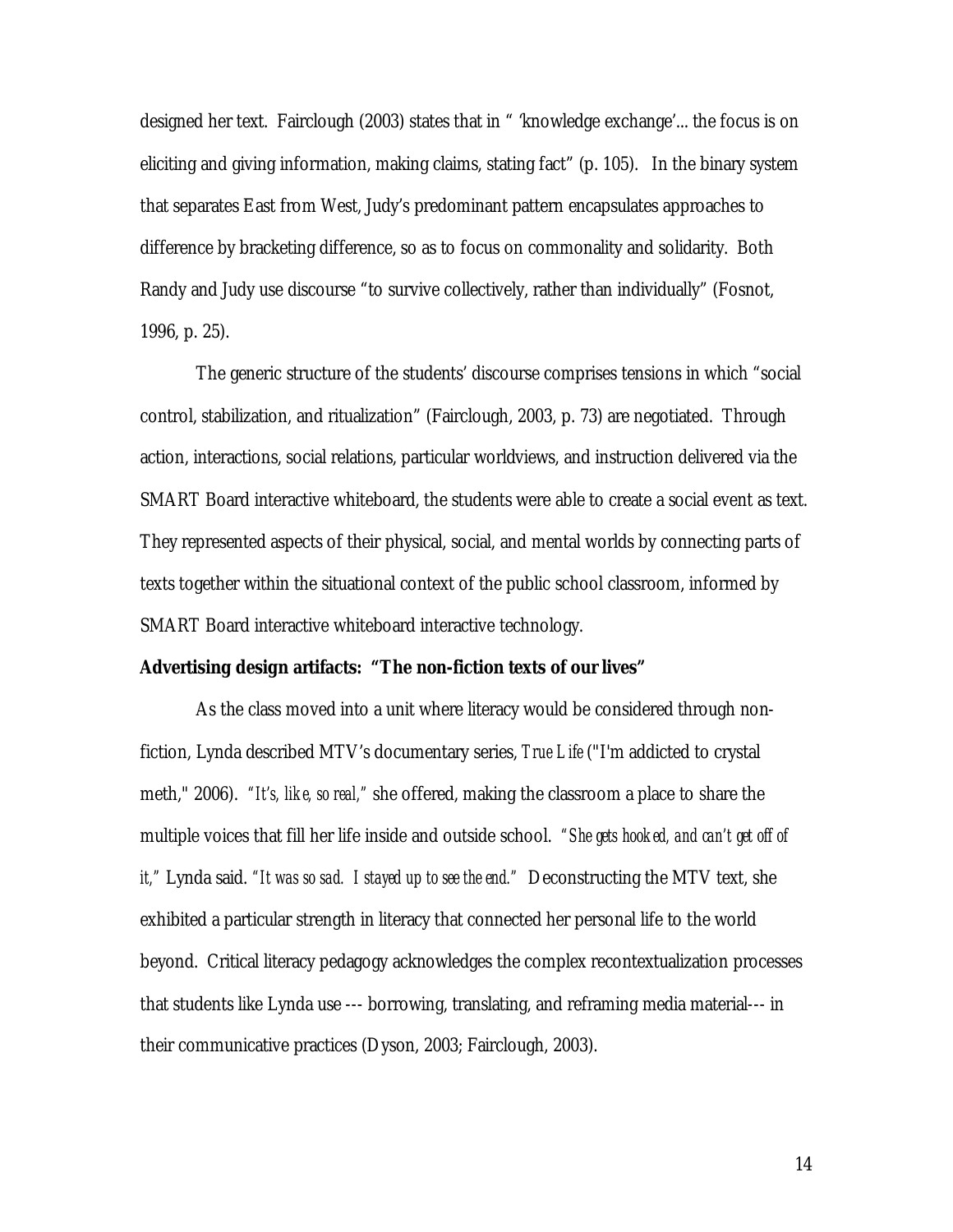designed her text. Fairclough (2003) states that in " 'knowledge exchange'... the focus is on eliciting and giving information, making claims, stating fact" (p. 105). In the binary system that separates East from West, Judy's predominant pattern encapsulates approaches to difference by bracketing difference, so as to focus on commonality and solidarity. Both Randy and Judy use discourse "to survive collectively, rather than individually" (Fosnot, 1996, p. 25).

The generic structure of the students' discourse comprises tensions in which "social control, stabilization, and ritualization" (Fairclough, 2003, p. 73) are negotiated. Through action, interactions, social relations, particular worldviews, and instruction delivered via the SMART Board interactive whiteboard, the students were able to create a social event as text. They represented aspects of their physical, social, and mental worlds by connecting parts of texts together within the situational context of the public school classroom, informed by SMART Board interactive whiteboard interactive technology.

**Advertising design artifacts: "The non-fiction texts of our lives"**

As the class moved into a unit where literacy would be considered through non-fiction, Lynda described MTV's documentary series, *True Life* ("I'm addicted to crystal meth," 2006). *"It's, like, so real,"* she offered, making the classroom a place to share the multiple voices that fill her life inside and outside school. *"She gets hooked, and can't get off of it,"* Lynda said. *"It was so sad. I stayed up to see the end."* Deconstructing the MTV text, she exhibited a particular strength in literacy that connected her personal life to the world beyond. Critical literacy pedagogy acknowledges the complex recontextualization processes that students like Lynda use --- borrowing, translating, and reframing media material--- in their communicative practices (Dyson, 2003; Fairclough, 2003).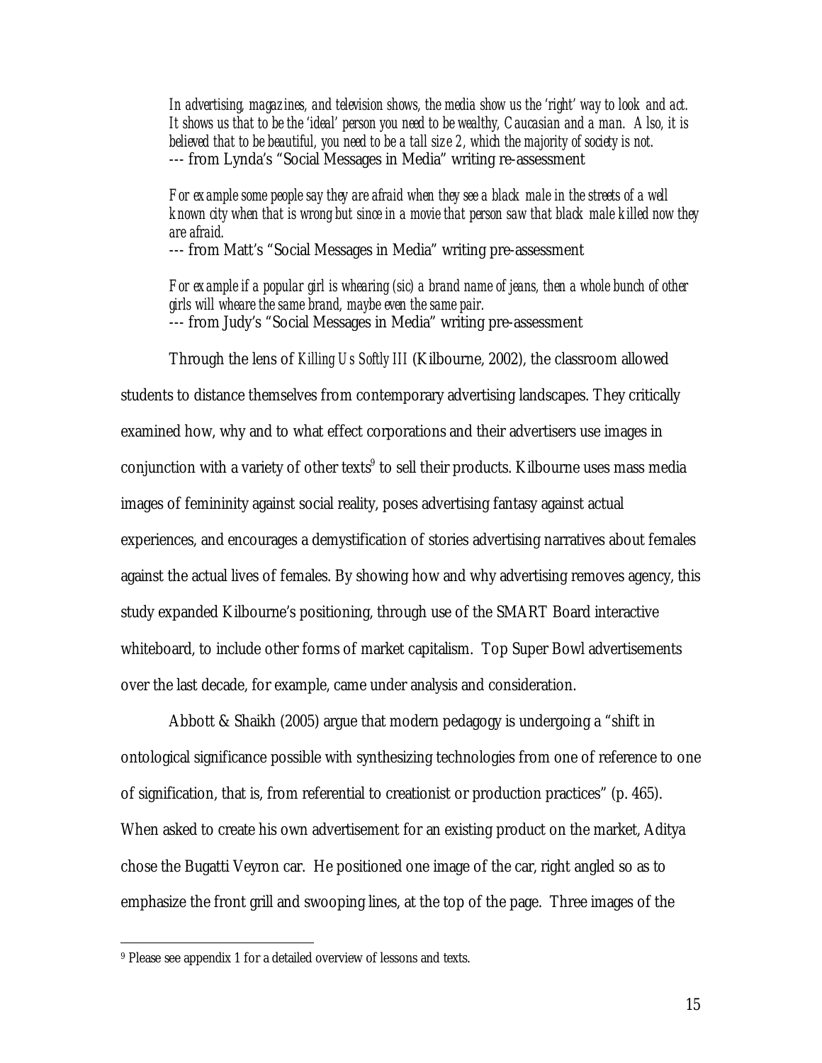*In advertising, magazines, and television shows, the media show us the 'right' way to look and act. It shows us that to be the 'ideal' person you need to be wealthy, Caucasian and a man. Also, it is believed that to be beautiful, you need to be a tall size 2, which the majority of society is not.*
--- from Lynda's "Social Messages in Media" writing re-assessment

*For example some people say they are afraid when they see a black male in the streets of a well known city when that is wrong but since in a movie that person saw that black male killed now they are afraid.*
--- from Matt's "Social Messages in Media" writing pre-assessment

*For example if a popular girl is whearing (sic) a brand name of jeans, then a whole bunch of other girls will wheare the same brand, maybe even the same pair.*
--- from Judy's "Social Messages in Media" writing pre-assessment

Through the lens of *Killing Us Softly III* (Kilbourne, 2002), the classroom allowed students to distance themselves from contemporary advertising landscapes. They critically examined how, why and to what effect corporations and their advertisers use images in conjunction with a variety of other texts[9] to sell their products. Kilbourne uses mass media images of femininity against social reality, poses advertising fantasy against actual experiences, and encourages a demystification of stories advertising narratives about females against the actual lives of females. By showing how and why advertising removes agency, this study expanded Kilbourne's positioning, through use of the SMART Board interactive whiteboard, to include other forms of market capitalism. Top Super Bowl advertisements over the last decade, for example, came under analysis and consideration.

Abbott & Shaikh (2005) argue that modern pedagogy is undergoing a "shift in ontological significance possible with synthesizing technologies from one of reference to one of signification, that is, from referential to creationist or production practices" (p. 465). When asked to create his own advertisement for an existing product on the market, Aditya chose the Bugatti Veyron car. He positioned one image of the car, right angled so as to emphasize the front grill and swooping lines, at the top of the page. Three images of the

[9] Please see appendix 1 for a detailed overview of lessons and texts.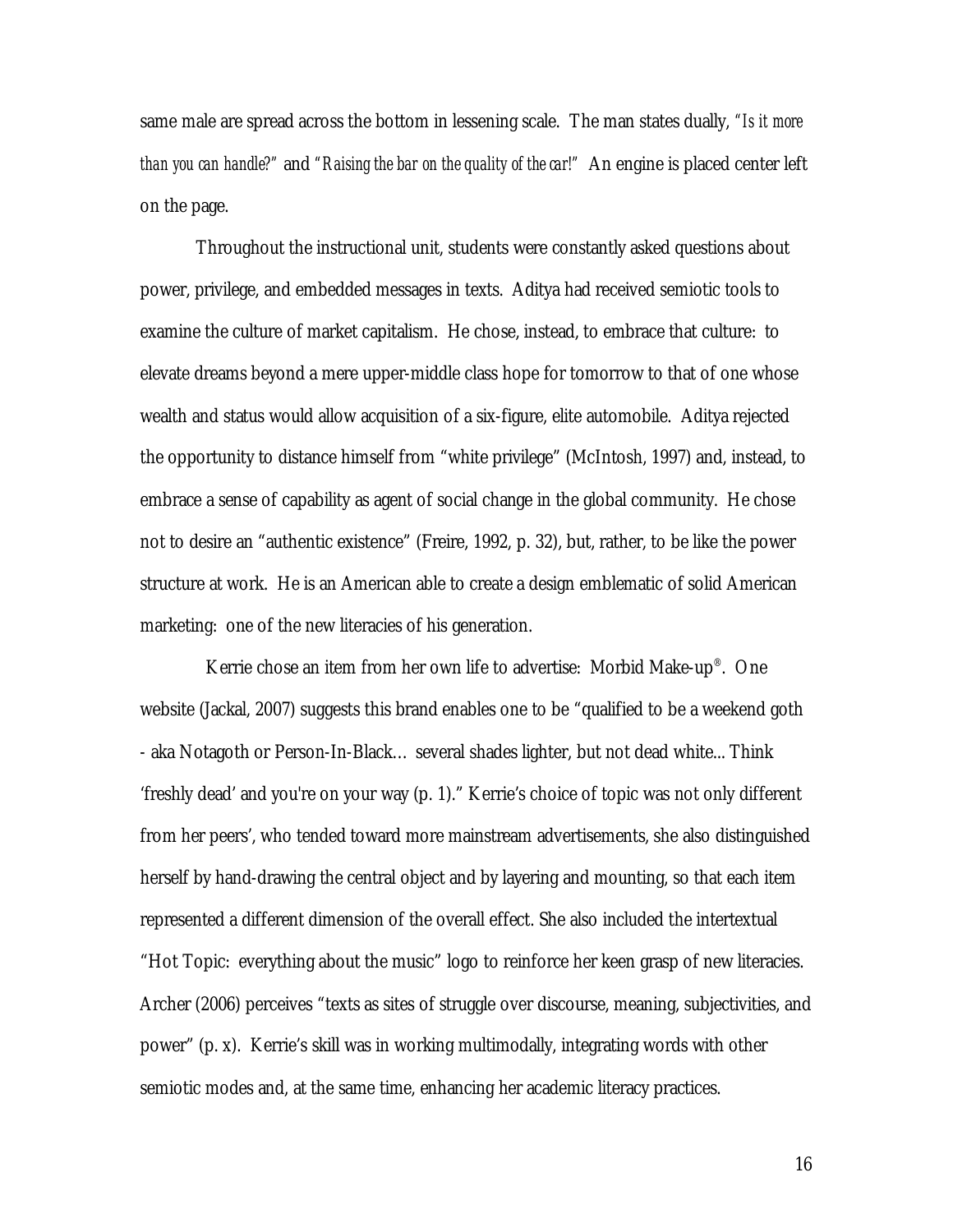same male are spread across the bottom in lessening scale. The man states dually, *"Is it more than you can handle?"* and *"Raising the bar on the quality of the car!"* An engine is placed center left on the page.

Throughout the instructional unit, students were constantly asked questions about power, privilege, and embedded messages in texts. Aditya had received semiotic tools to examine the culture of market capitalism. He chose, instead, to embrace that culture: to elevate dreams beyond a mere upper-middle class hope for tomorrow to that of one whose wealth and status would allow acquisition of a six-figure, elite automobile. Aditya rejected the opportunity to distance himself from "white privilege" (McIntosh, 1997) and, instead, to embrace a sense of capability as agent of social change in the global community. He chose not to desire an "authentic existence" (Freire, 1992, p. 32), but, rather, to be like the power structure at work. He is an American able to create a design emblematic of solid American marketing: one of the new literacies of his generation.

Kerrie chose an item from her own life to advertise: Morbid Make-up®. One website (Jackal, 2007) suggests this brand enables one to be "qualified to be a weekend goth - aka Notagoth or Person-In-Black… several shades lighter, but not dead white... Think 'freshly dead' and you're on your way (p. 1)." Kerrie's choice of topic was not only different from her peers', who tended toward more mainstream advertisements, she also distinguished herself by hand-drawing the central object and by layering and mounting, so that each item represented a different dimension of the overall effect. She also included the intertextual "Hot Topic: everything about the music" logo to reinforce her keen grasp of new literacies. Archer (2006) perceives "texts as sites of struggle over discourse, meaning, subjectivities, and power" (p. x). Kerrie's skill was in working multimodally, integrating words with other semiotic modes and, at the same time, enhancing her academic literacy practices.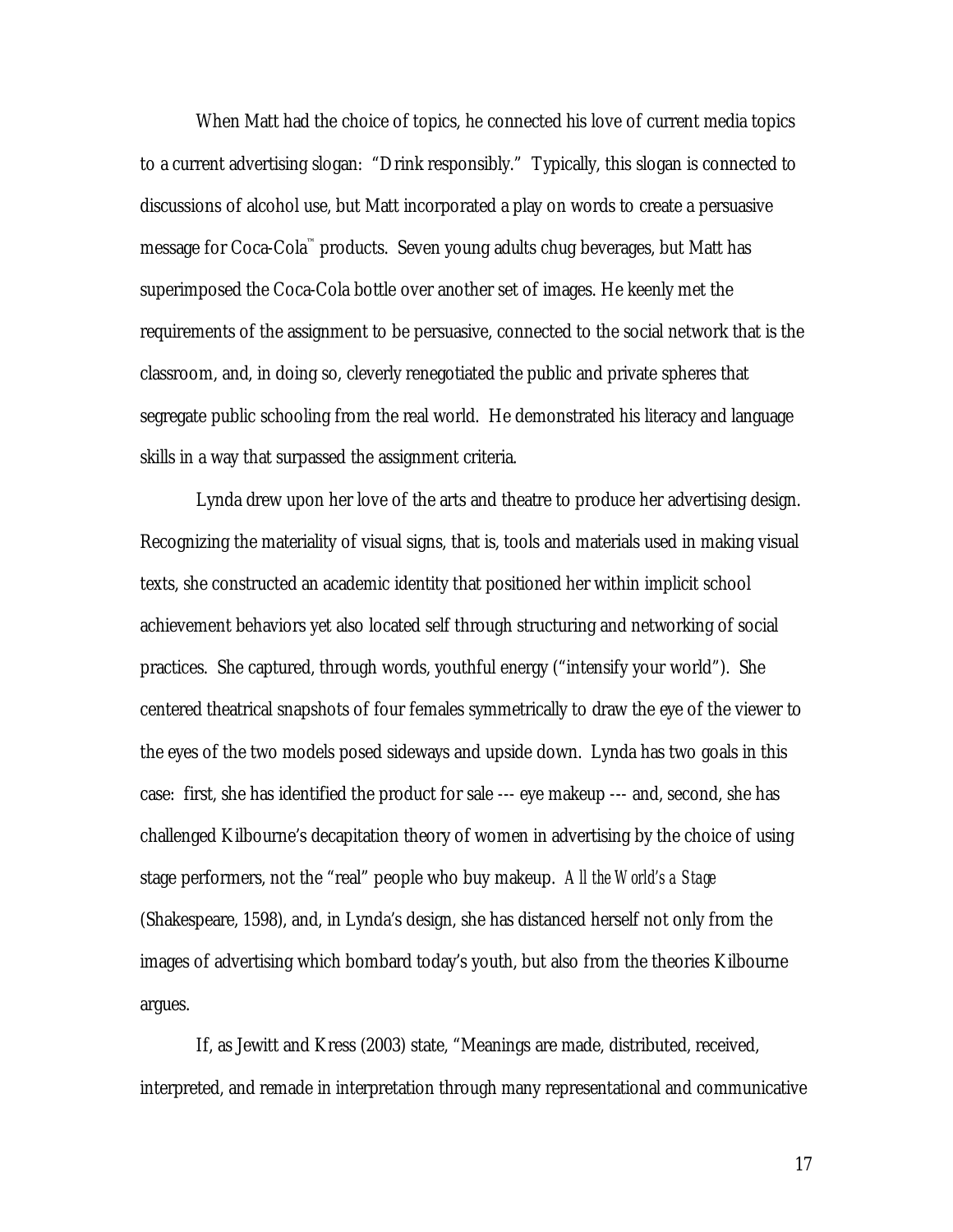When Matt had the choice of topics, he connected his love of current media topics to a current advertising slogan: "Drink responsibly." Typically, this slogan is connected to discussions of alcohol use, but Matt incorporated a play on words to create a persuasive message for Coca-Cola™ products. Seven young adults chug beverages, but Matt has superimposed the Coca-Cola bottle over another set of images. He keenly met the requirements of the assignment to be persuasive, connected to the social network that is the classroom, and, in doing so, cleverly renegotiated the public and private spheres that segregate public schooling from the real world. He demonstrated his literacy and language skills in a way that surpassed the assignment criteria.

Lynda drew upon her love of the arts and theatre to produce her advertising design. Recognizing the materiality of visual signs, that is, tools and materials used in making visual texts, she constructed an academic identity that positioned her within implicit school achievement behaviors yet also located self through structuring and networking of social practices. She captured, through words, youthful energy ("intensify your world"). She centered theatrical snapshots of four females symmetrically to draw the eye of the viewer to the eyes of the two models posed sideways and upside down. Lynda has two goals in this case: first, she has identified the product for sale --- eye makeup --- and, second, she has challenged Kilbourne's decapitation theory of women in advertising by the choice of using stage performers, not the "real" people who buy makeup. *All the World's a Stage* (Shakespeare, 1598), and, in Lynda's design, she has distanced herself not only from the images of advertising which bombard today's youth, but also from the theories Kilbourne argues.

If, as Jewitt and Kress (2003) state, "Meanings are made, distributed, received, interpreted, and remade in interpretation through many representational and communicative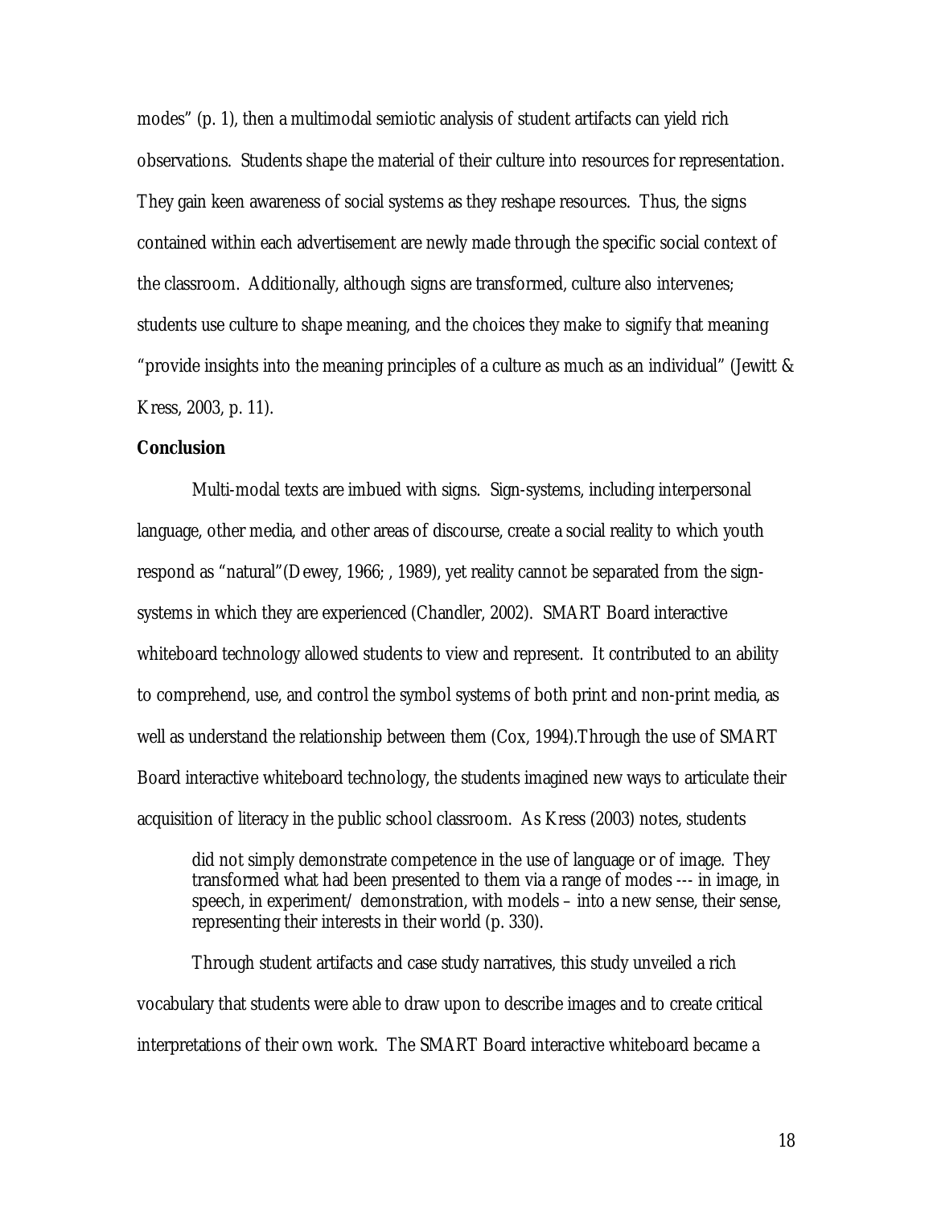modes" (p. 1), then a multimodal semiotic analysis of student artifacts can yield rich observations. Students shape the material of their culture into resources for representation. They gain keen awareness of social systems as they reshape resources. Thus, the signs contained within each advertisement are newly made through the specific social context of the classroom. Additionally, although signs are transformed, culture also intervenes; students use culture to shape meaning, and the choices they make to signify that meaning "provide insights into the meaning principles of a culture as much as an individual" (Jewitt & Kress, 2003, p. 11).

**Conclusion**

Multi-modal texts are imbued with signs. Sign-systems, including interpersonal language, other media, and other areas of discourse, create a social reality to which youth respond as "natural"(Dewey, 1966; , 1989), yet reality cannot be separated from the sign-systems in which they are experienced (Chandler, 2002). SMART Board interactive whiteboard technology allowed students to view and represent. It contributed to an ability to comprehend, use, and control the symbol systems of both print and non-print media, as well as understand the relationship between them (Cox, 1994).Through the use of SMART Board interactive whiteboard technology, the students imagined new ways to articulate their acquisition of literacy in the public school classroom. As Kress (2003) notes, students

> did not simply demonstrate competence in the use of language or of image. They transformed what had been presented to them via a range of modes --- in image, in speech, in experiment/ demonstration, with models – into a new sense, their sense, representing their interests in their world (p. 330).

Through student artifacts and case study narratives, this study unveiled a rich vocabulary that students were able to draw upon to describe images and to create critical interpretations of their own work. The SMART Board interactive whiteboard became a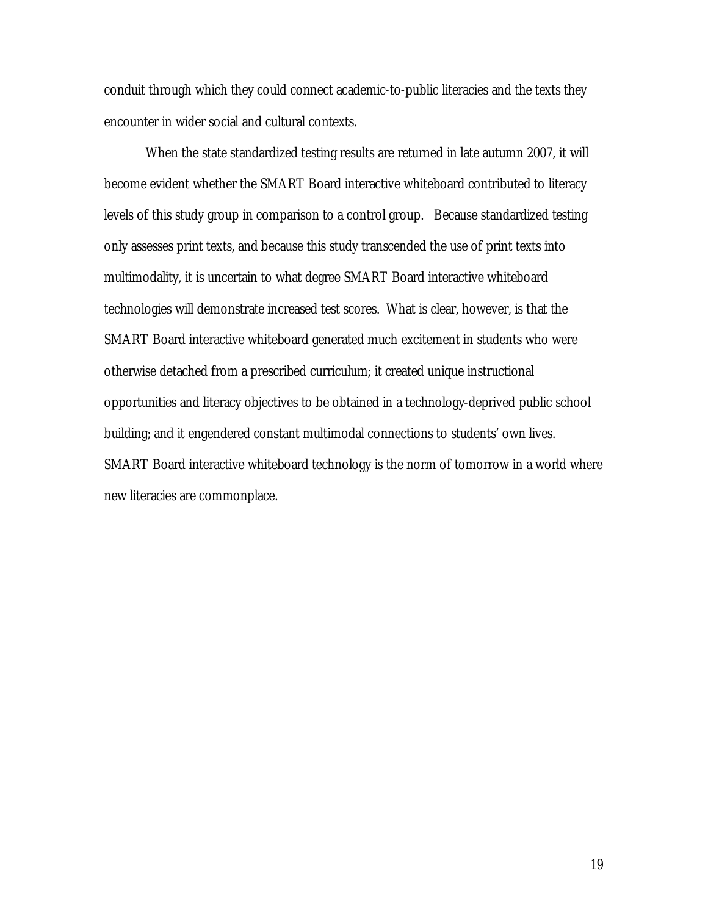conduit through which they could connect academic-to-public literacies and the texts they encounter in wider social and cultural contexts.

When the state standardized testing results are returned in late autumn 2007, it will become evident whether the SMART Board interactive whiteboard contributed to literacy levels of this study group in comparison to a control group. Because standardized testing only assesses print texts, and because this study transcended the use of print texts into multimodality, it is uncertain to what degree SMART Board interactive whiteboard technologies will demonstrate increased test scores. What is clear, however, is that the SMART Board interactive whiteboard generated much excitement in students who were otherwise detached from a prescribed curriculum; it created unique instructional opportunities and literacy objectives to be obtained in a technology-deprived public school building; and it engendered constant multimodal connections to students' own lives. SMART Board interactive whiteboard technology is the norm of tomorrow in a world where new literacies are commonplace.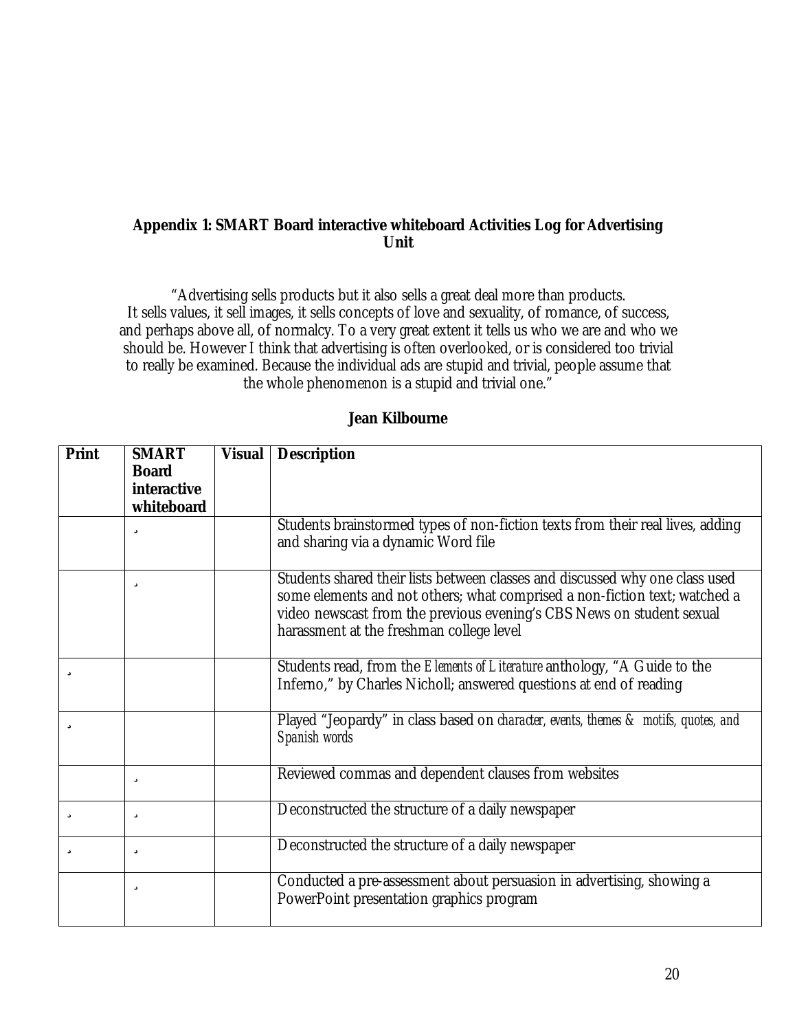## Appendix 1: SMART Board interactive whiteboard Activities Log for Advertising Unit

"Advertising sells products but it also sells a great deal more than products. It sells values, it sell images, it sells concepts of love and sexuality, of romance, of success, and perhaps above all, of normalcy. To a very great extent it tells us who we are and who we should be. However I think that advertising is often overlooked, or is considered too trivial to really be examined. Because the individual ads are stupid and trivial, people assume that the whole phenomenon is a stupid and trivial one."

**Jean Kilbourne**

| Print | SMART Board interactive whiteboard | Visual | Description |
|---|---|---|---|
| | ✓ | | Students brainstormed types of non-fiction texts from their real lives, adding and sharing via a dynamic Word file |
| | ✓ | | Students shared their lists between classes and discussed why one class used some elements and not others; what comprised a non-fiction text; watched a video newscast from the previous evening's CBS News on student sexual harassment at the freshman college level |
| ✓ | | | Students read, from the *Elements of Literature* anthology, "A Guide to the Inferno," by Charles Nicholl; answered questions at end of reading |
| ✓ | | | Played "Jeopardy" in class based on *character, events, themes & motifs, quotes, and Spanish words* |
| | ✓ | | Reviewed commas and dependent clauses from websites |
| ✓ | ✓ | | Deconstructed the structure of a daily newspaper |
| ✓ | ✓ | | Deconstructed the structure of a daily newspaper |
| | ✓ | | Conducted a pre-assessment about persuasion in advertising, showing a PowerPoint presentation graphics program |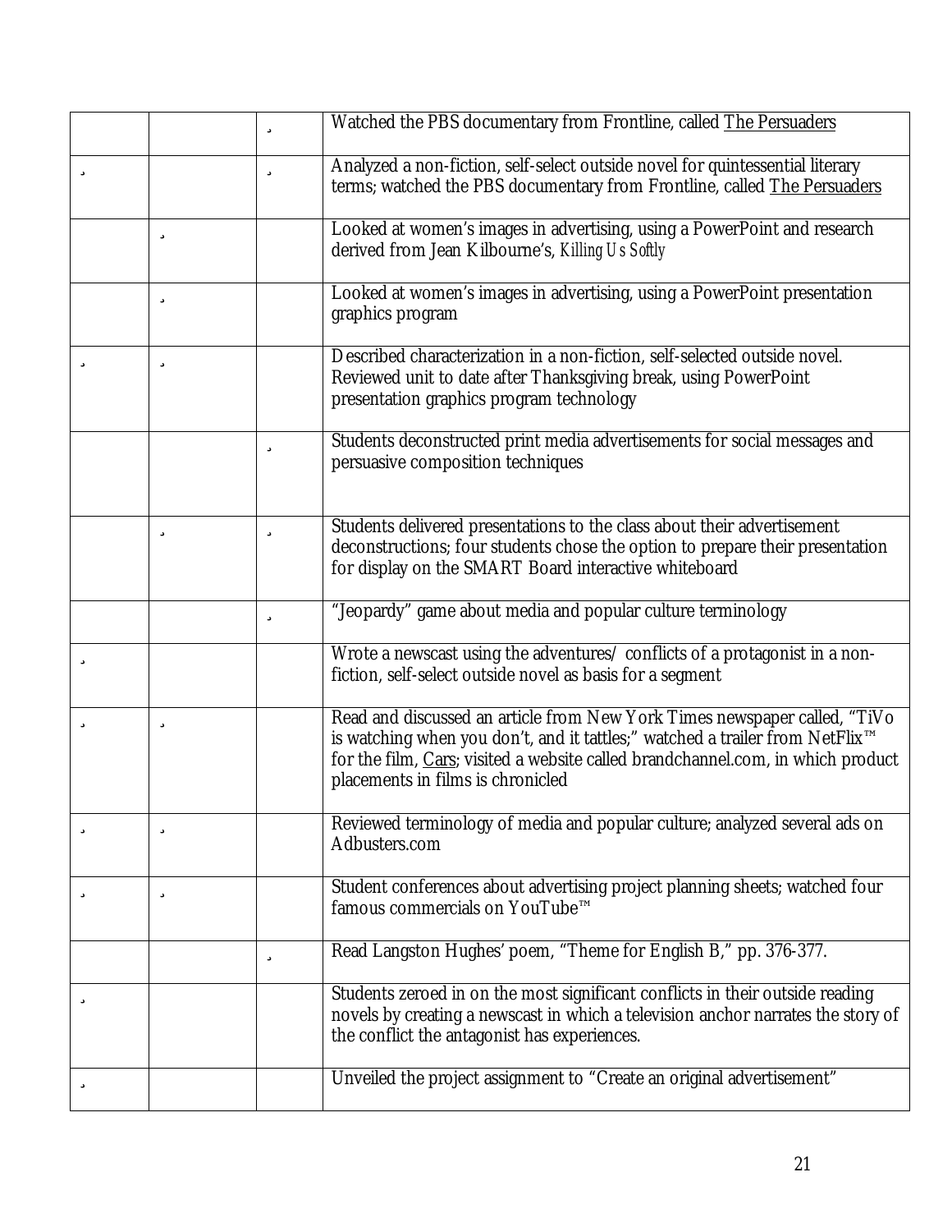|  |  |  |  |
|---|---|---|---|
|  |  | ¸ | Watched the PBS documentary from Frontline, called The Persuaders |
| ¸ |  | ¸ | Analyzed a non-fiction, self-select outside novel for quintessential literary terms; watched the PBS documentary from Frontline, called The Persuaders |
|  | ¸ |  | Looked at women's images in advertising, using a PowerPoint and research derived from Jean Kilbourne's, *Killing Us Softly* |
|  | ¸ |  | Looked at women's images in advertising, using a PowerPoint presentation graphics program |
| ¸ | ¸ |  | Described characterization in a non-fiction, self-selected outside novel. Reviewed unit to date after Thanksgiving break, using PowerPoint presentation graphics program technology |
|  |  | ¸ | Students deconstructed print media advertisements for social messages and persuasive composition techniques |
|  | ¸ | ¸ | Students delivered presentations to the class about their advertisement deconstructions; four students chose the option to prepare their presentation for display on the SMART Board interactive whiteboard |
|  |  | ¸ | "Jeopardy" game about media and popular culture terminology |
| ¸ |  |  | Wrote a newscast using the adventures/ conflicts of a protagonist in a non-fiction, self-select outside novel as basis for a segment |
| ¸ | ¸ |  | Read and discussed an article from New York Times newspaper called, "TiVo is watching when you don't, and it tattles;" watched a trailer from NetFlix™ for the film, Cars; visited a website called brandchannel.com, in which product placements in films is chronicled |
| ¸ | ¸ |  | Reviewed terminology of media and popular culture; analyzed several ads on Adbusters.com |
| ¸ | ¸ |  | Student conferences about advertising project planning sheets; watched four famous commercials on YouTube™ |
|  |  | ¸ | Read Langston Hughes' poem, "Theme for English B," pp. 376-377. |
| ¸ |  |  | Students zeroed in on the most significant conflicts in their outside reading novels by creating a newscast in which a television anchor narrates the story of the conflict the antagonist has experiences. |
| ¸ |  |  | Unveiled the project assignment to "Create an original advertisement" |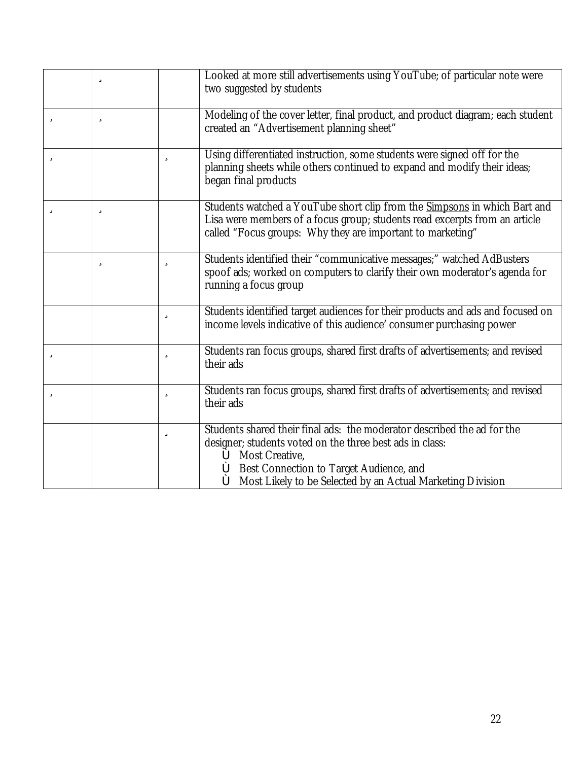| | | | |
|---|---|---|---|
| | ✓ | | Looked at more still advertisements using YouTube; of particular note were two suggested by students |
| ✓ | ✓ | | Modeling of the cover letter, final product, and product diagram; each student created an "Advertisement planning sheet" |
| ✓ | | ✓ | Using differentiated instruction, some students were signed off for the planning sheets while others continued to expand and modify their ideas; began final products |
| ✓ | ✓ | | Students watched a YouTube short clip from the Simpsons in which Bart and Lisa were members of a focus group; students read excerpts from an article called "Focus groups: Why they are important to marketing" |
| | ✓ | ✓ | Students identified their "communicative messages;" watched AdBusters spoof ads; worked on computers to clarify their own moderator's agenda for running a focus group |
| | | ✓ | Students identified target audiences for their products and ads and focused on income levels indicative of this audience' consumer purchasing power |
| ✓ | | ✓ | Students ran focus groups, shared first drafts of advertisements; and revised their ads |
| ✓ | | ✓ | Students ran focus groups, shared first drafts of advertisements; and revised their ads |
| | | ✓ | Students shared their final ads: the moderator described the ad for the designer; students voted on the three best ads in class: <br>• Most Creative, <br>• Best Connection to Target Audience, and <br>• Most Likely to be Selected by an Actual Marketing Division |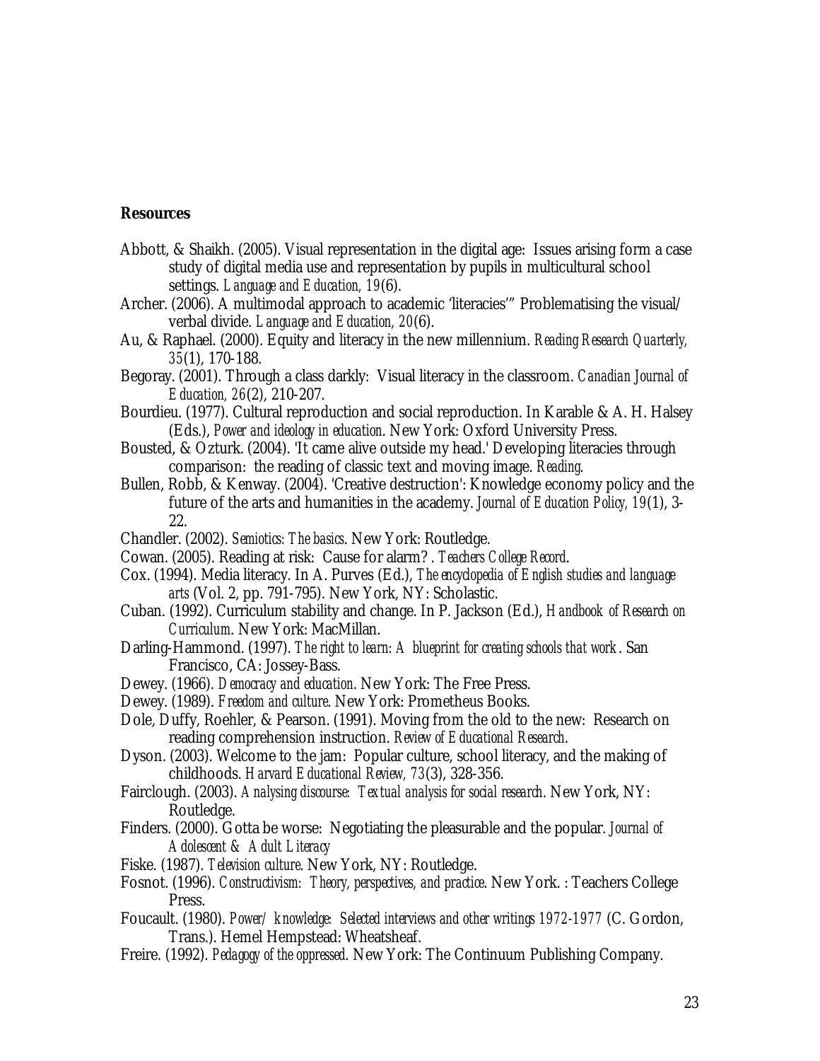**Resources**

Abbott, & Shaikh. (2005). Visual representation in the digital age: Issues arising form a case study of digital media use and representation by pupils in multicultural school settings. *Language and Education, 19*(6).

Archer. (2006). A multimodal approach to academic 'literacies'" Problematising the visual/verbal divide. *Language and Education, 20*(6).

Au, & Raphael. (2000). Equity and literacy in the new millennium. *Reading Research Quarterly, 35*(1), 170-188.

Begoray. (2001). Through a class darkly: Visual literacy in the classroom. *Canadian Journal of Education, 26*(2), 210-207.

Bourdieu. (1977). Cultural reproduction and social reproduction. In Karable & A. H. Halsey (Eds.), *Power and ideology in education*. New York: Oxford University Press.

Bousted, & Ozturk. (2004). 'It came alive outside my head.' Developing literacies through comparison: the reading of classic text and moving image. *Reading*.

Bullen, Robb, & Kenway. (2004). 'Creative destruction': Knowledge economy policy and the future of the arts and humanities in the academy. *Journal of Education Policy, 19*(1), 3-22.

Chandler. (2002). *Semiotics: The basics*. New York: Routledge.

Cowan. (2005). Reading at risk: Cause for alarm? . *Teachers College Record*.

Cox. (1994). Media literacy. In A. Purves (Ed.), *The encyclopedia of English studies and language arts* (Vol. 2, pp. 791-795). New York, NY: Scholastic.

Cuban. (1992). Curriculum stability and change. In P. Jackson (Ed.), *Handbook of Research on Curriculum*. New York: MacMillan.

Darling-Hammond. (1997). *The right to learn: A blueprint for creating schools that work*. San Francisco, CA: Jossey-Bass.

Dewey. (1966). *Democracy and education*. New York: The Free Press.

Dewey. (1989). *Freedom and culture*. New York: Prometheus Books.

Dole, Duffy, Roehler, & Pearson. (1991). Moving from the old to the new: Research on reading comprehension instruction. *Review of Educational Research*.

Dyson. (2003). Welcome to the jam: Popular culture, school literacy, and the making of childhoods. *Harvard Educational Review, 73*(3), 328-356.

Fairclough. (2003). *Analysing discourse: Textual analysis for social research*. New York, NY: Routledge.

Finders. (2000). Gotta be worse: Negotiating the pleasurable and the popular. *Journal of Adolescent & Adult Literacy*

Fiske. (1987). *Television culture*. New York, NY: Routledge.

Fosnot. (1996). *Constructivism: Theory, perspectives, and practice*. New York. : Teachers College Press.

Foucault. (1980). *Power/knowledge: Selected interviews and other writings 1972-1977* (C. Gordon, Trans.). Hemel Hempstead: Wheatsheaf.

Freire. (1992). *Pedagogy of the oppressed*. New York: The Continuum Publishing Company.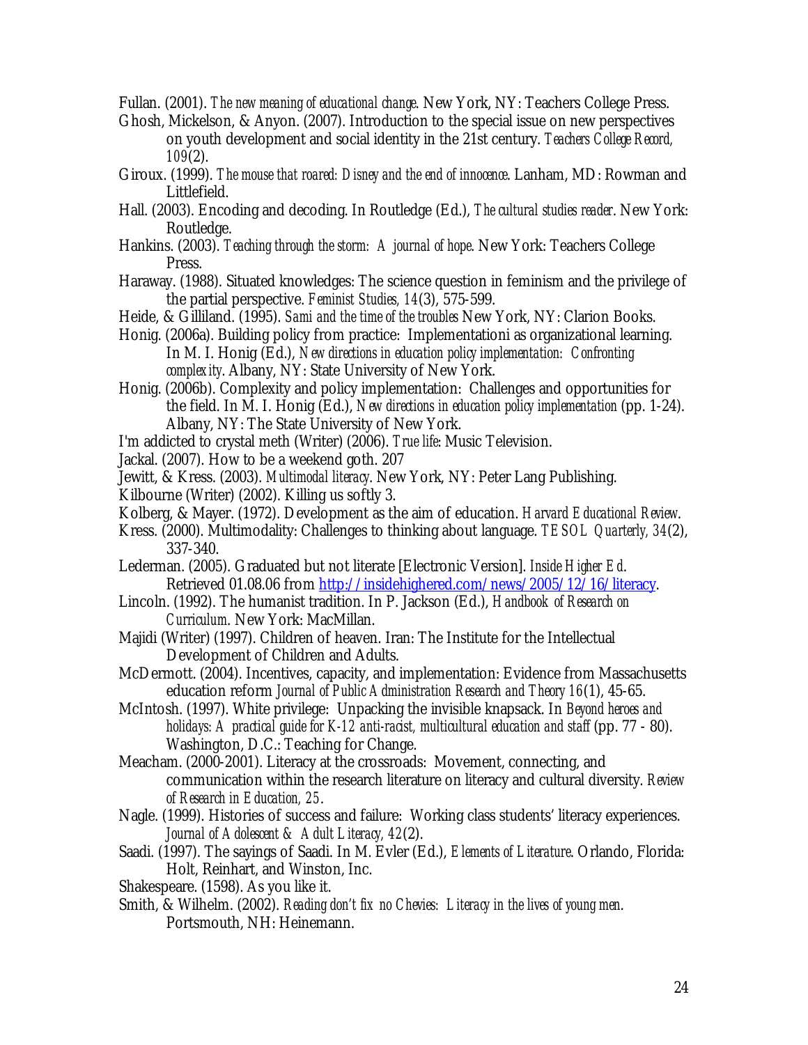Fullan. (2001). *The new meaning of educational change*. New York, NY: Teachers College Press.

Ghosh, Mickelson, & Anyon. (2007). Introduction to the special issue on new perspectives on youth development and social identity in the 21st century. *Teachers College Record, 109*(2).

Giroux. (1999). *The mouse that roared: Disney and the end of innocence*. Lanham, MD: Rowman and Littlefield.

Hall. (2003). Encoding and decoding. In Routledge (Ed.), *The cultural studies reader*. New York: Routledge.

Hankins. (2003). *Teaching through the storm: A journal of hope*. New York: Teachers College Press.

Haraway. (1988). Situated knowledges: The science question in feminism and the privilege of the partial perspective. *Feminist Studies, 14*(3), 575-599.

Heide, & Gilliland. (1995). *Sami and the time of the troubles* New York, NY: Clarion Books.

Honig. (2006a). Building policy from practice: Implementationi as organizational learning. In M. I. Honig (Ed.), *New directions in education policy implementation: Confronting complexity*. Albany, NY: State University of New York.

Honig. (2006b). Complexity and policy implementation: Challenges and opportunities for the field. In M. I. Honig (Ed.), *New directions in education policy implementation* (pp. 1-24). Albany, NY: The State University of New York.

I'm addicted to crystal meth (Writer) (2006). *True life*: Music Television.

Jackal. (2007). How to be a weekend goth. 207

Jewitt, & Kress. (2003). *Multimodal literacy*. New York, NY: Peter Lang Publishing.

Kilbourne (Writer) (2002). Killing us softly 3.

Kolberg, & Mayer. (1972). Development as the aim of education. *Harvard Educational Review*.

Kress. (2000). Multimodality: Challenges to thinking about language. *TESOL Quarterly, 34*(2), 337-340.

Lederman. (2005). Graduated but not literate [Electronic Version]. *Inside Higher Ed*. Retrieved 01.08.06 from http://insidehighered.com/news/2005/12/16/literacy.

Lincoln. (1992). The humanist tradition. In P. Jackson (Ed.), *Handbook of Research on Curriculum*. New York: MacMillan.

Majidi (Writer) (1997). Children of heaven. Iran: The Institute for the Intellectual Development of Children and Adults.

McDermott. (2004). Incentives, capacity, and implementation: Evidence from Massachusetts education reform *Journal of Public Administration Research and Theory 16*(1), 45-65.

McIntosh. (1997). White privilege: Unpacking the invisible knapsack. In *Beyond heroes and holidays: A practical guide for K-12 anti-racist, multicultural education and staff* (pp. 77 - 80). Washington, D.C.: Teaching for Change.

Meacham. (2000-2001). Literacy at the crossroads: Movement, connecting, and communication within the research literature on literacy and cultural diversity. *Review of Research in Education, 25*.

Nagle. (1999). Histories of success and failure: Working class students' literacy experiences. *Journal of Adolescent & Adult Literacy, 42*(2).

Saadi. (1997). The sayings of Saadi. In M. Evler (Ed.), *Elements of Literature*. Orlando, Florida: Holt, Reinhart, and Winston, Inc.

Shakespeare. (1598). As you like it.

Smith, & Wilhelm. (2002). *Reading don't fix no Chevies: Literacy in the lives of young men*. Portsmouth, NH: Heinemann.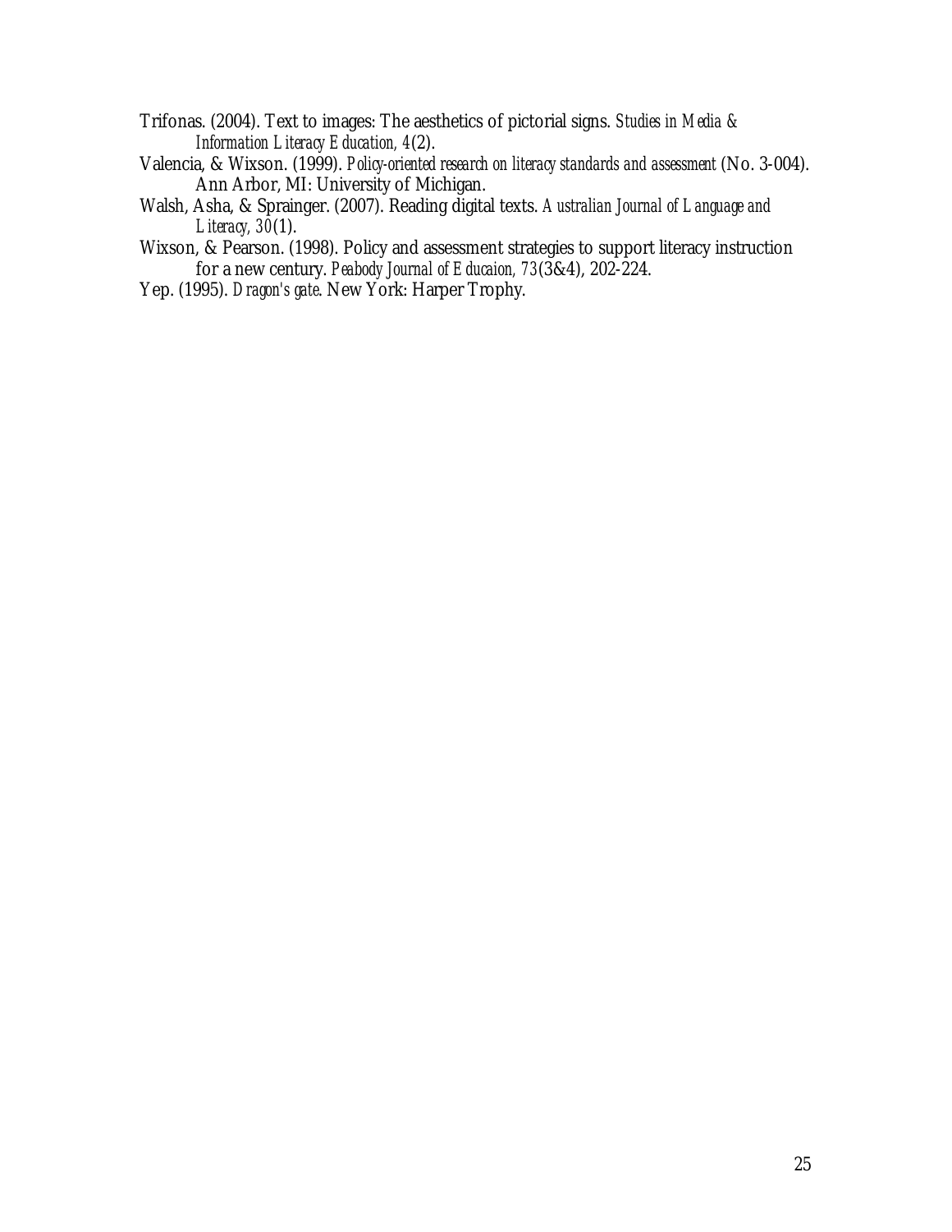Trifonas. (2004). Text to images: The aesthetics of pictorial signs. *Studies in Media & Information Literacy Education, 4*(2).

Valencia, & Wixson. (1999). *Policy-oriented research on literacy standards and assessment* (No. 3-004). Ann Arbor, MI: University of Michigan.

Walsh, Asha, & Sprainger. (2007). Reading digital texts. *Australian Journal of Language and Literacy, 30*(1).

Wixson, & Pearson. (1998). Policy and assessment strategies to support literacy instruction for a new century. *Peabody Journal of Educaion, 73*(3&4), 202-224.

Yep. (1995). *Dragon's gate*. New York: Harper Trophy.